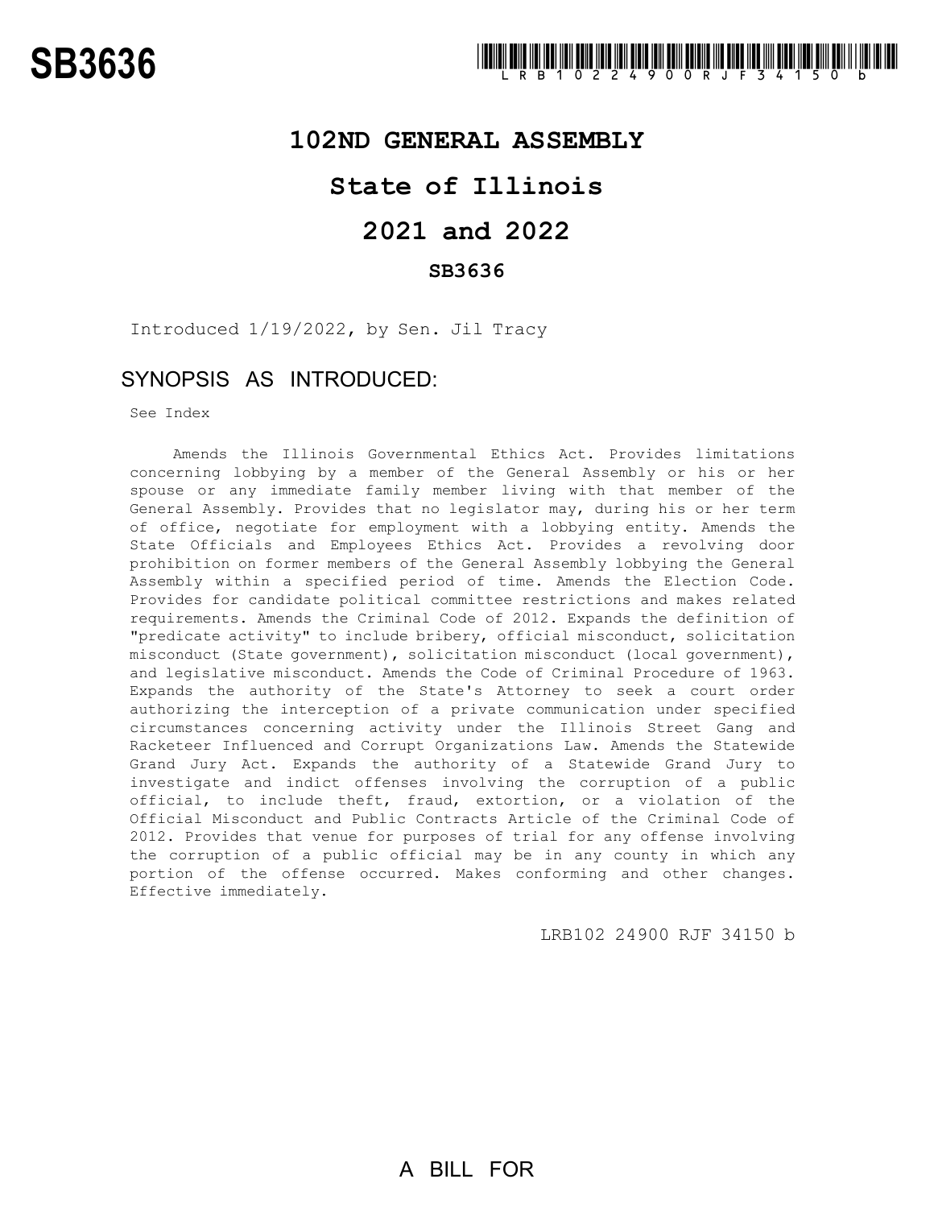# SB3636

**102ND GENERAL ASSEMBLY**

**State of Illinois**

**2021 and 2022**

**SB3636**

Introduced 1/19/2022, by Sen. Jil Tracy

## SYNOPSIS AS INTRODUCED:

See Index

Amends the Illinois Governmental Ethics Act. Provides limitations concerning lobbying by a member of the General Assembly or his or her spouse or any immediate family member living with that member of the General Assembly. Provides that no legislator may, during his or her term of office, negotiate for employment with a lobbying entity. Amends the State Officials and Employees Ethics Act. Provides a revolving door prohibition on former members of the General Assembly lobbying the General Assembly within a specified period of time. Amends the Election Code. Provides for candidate political committee restrictions and makes related requirements. Amends the Criminal Code of 2012. Expands the definition of "predicate activity" to include bribery, official misconduct, solicitation misconduct (State government), solicitation misconduct (local government), and legislative misconduct. Amends the Code of Criminal Procedure of 1963. Expands the authority of the State's Attorney to seek a court order authorizing the interception of a private communication under specified circumstances concerning activity under the Illinois Street Gang and Racketeer Influenced and Corrupt Organizations Law. Amends the Statewide Grand Jury Act. Expands the authority of a Statewide Grand Jury to investigate and indict offenses involving the corruption of a public official, to include theft, fraud, extortion, or a violation of the Official Misconduct and Public Contracts Article of the Criminal Code of 2012. Provides that venue for purposes of trial for any offense involving the corruption of a public official may be in any county in which any portion of the offense occurred. Makes conforming and other changes. Effective immediately.

LRB102 24900 RJF 34150 b

A BILL FOR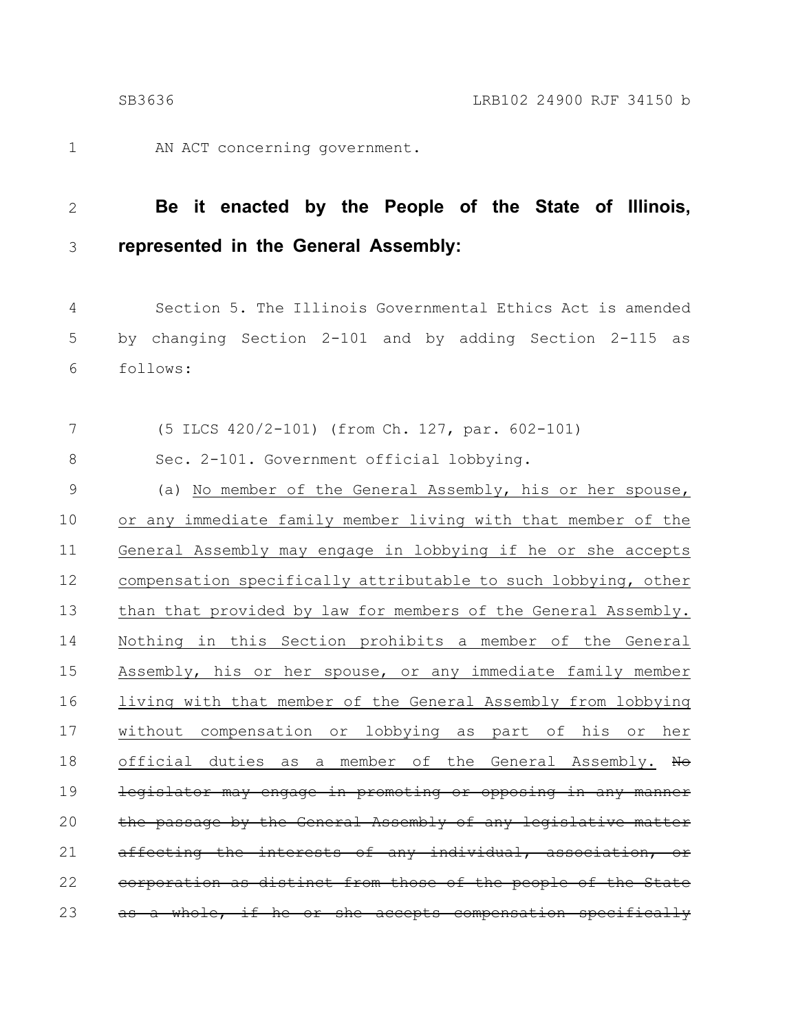AN ACT concerning government.

**Be it enacted by the People of the State of Illinois, represented in the General Assembly:**

Section 5. The Illinois Governmental Ethics Act is amended by changing Section 2-101 and by adding Section 2-115 as follows:

(5 ILCS 420/2-101) (from Ch. 127, par. 602-101)

Sec. 2-101. Government official lobbying.

(a) <u>No member of the General Assembly, his or her spouse, or any immediate family member living with that member of the General Assembly may engage in lobbying if he or she accepts compensation specifically attributable to such lobbying, other than that provided by law for members of the General Assembly. Nothing in this Section prohibits a member of the General Assembly, his or her spouse, or any immediate family member living with that member of the General Assembly from lobbying without compensation or lobbying as part of his or her official duties as a member of the General Assembly.</u> ~~No legislator may engage in promoting or opposing in any manner the passage by the General Assembly of any legislative matter affecting the interests of any individual, association, or corporation as distinct from those of the people of the State as a whole, if he or she accepts compensation specifically~~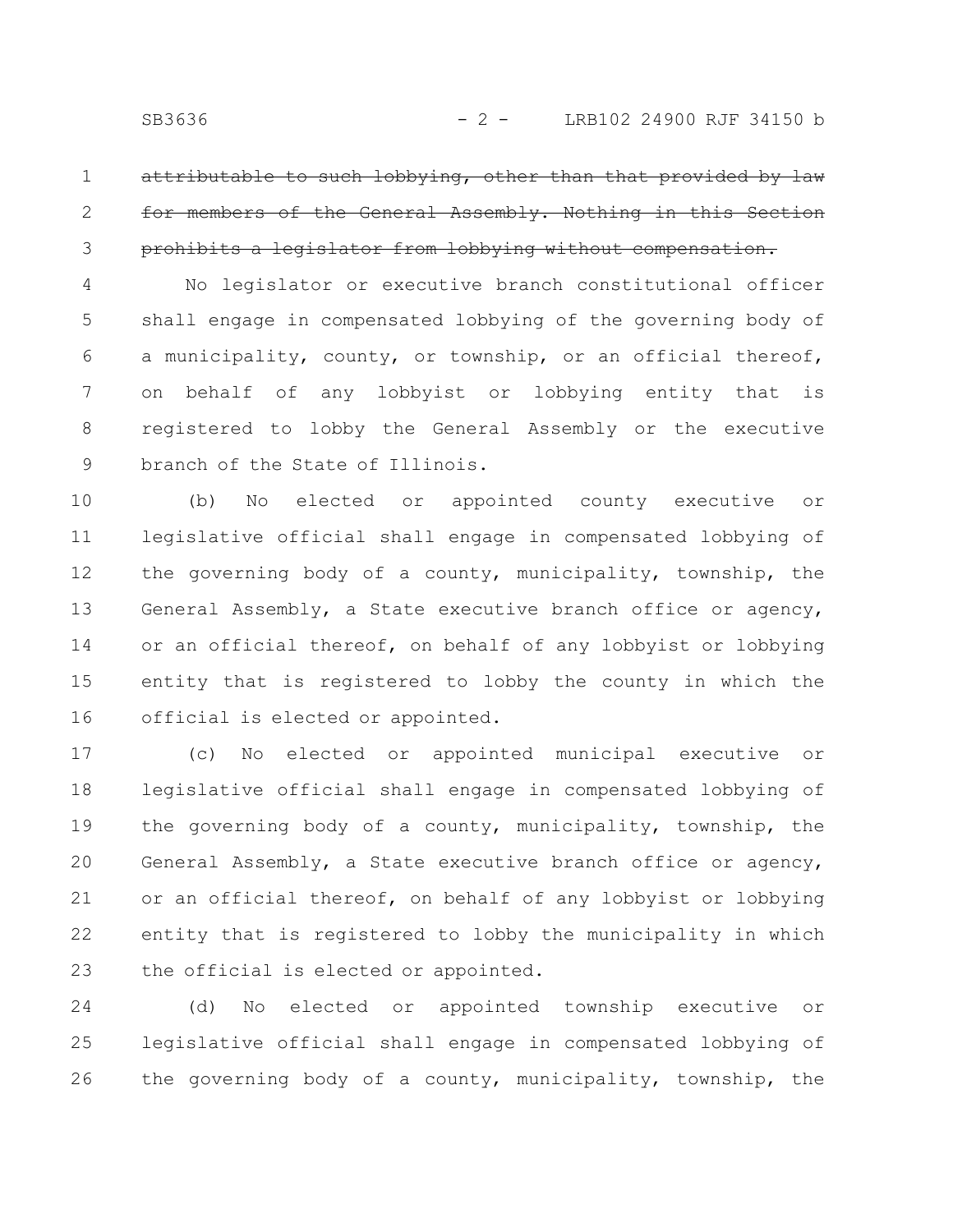~~attributable to such lobbying, other than that provided by law for members of the General Assembly. Nothing in this Section prohibits a legislator from lobbying without compensation.~~

No legislator or executive branch constitutional officer shall engage in compensated lobbying of the governing body of a municipality, county, or township, or an official thereof, on behalf of any lobbyist or lobbying entity that is registered to lobby the General Assembly or the executive branch of the State of Illinois.

(b) No elected or appointed county executive or legislative official shall engage in compensated lobbying of the governing body of a county, municipality, township, the General Assembly, a State executive branch office or agency, or an official thereof, on behalf of any lobbyist or lobbying entity that is registered to lobby the county in which the official is elected or appointed.

(c) No elected or appointed municipal executive or legislative official shall engage in compensated lobbying of the governing body of a county, municipality, township, the General Assembly, a State executive branch office or agency, or an official thereof, on behalf of any lobbyist or lobbying entity that is registered to lobby the municipality in which the official is elected or appointed.

(d) No elected or appointed township executive or legislative official shall engage in compensated lobbying of the governing body of a county, municipality, township, the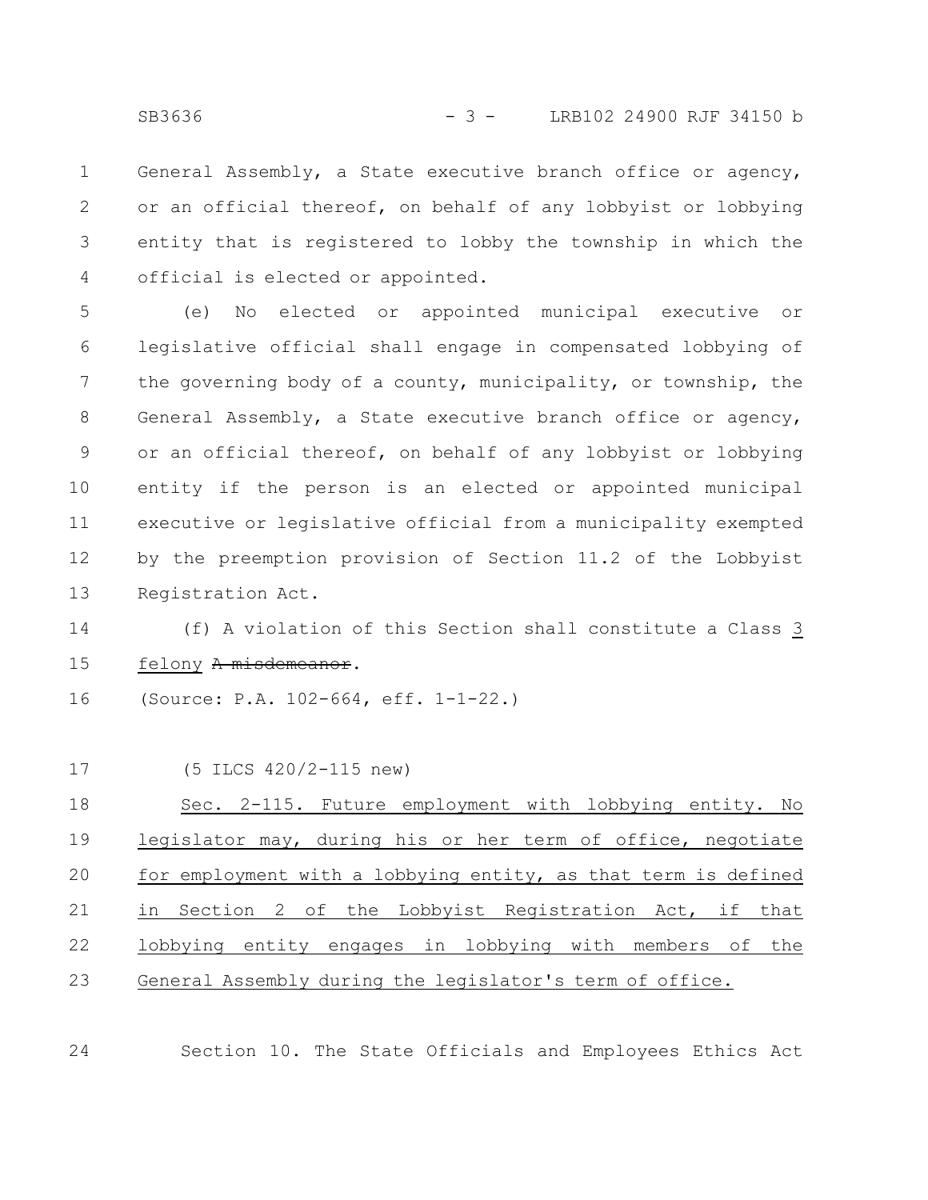General Assembly, a State executive branch office or agency, or an official thereof, on behalf of any lobbyist or lobbying entity that is registered to lobby the township in which the official is elected or appointed.

(e) No elected or appointed municipal executive or legislative official shall engage in compensated lobbying of the governing body of a county, municipality, or township, the General Assembly, a State executive branch office or agency, or an official thereof, on behalf of any lobbyist or lobbying entity if the person is an elected or appointed municipal executive or legislative official from a municipality exempted by the preemption provision of Section 11.2 of the Lobbyist Registration Act.

(f) A violation of this Section shall constitute a Class <u>3 felony</u> ~~A misdemeanor~~.

(Source: P.A. 102-664, eff. 1-1-22.)

(5 ILCS 420/2-115 new)

<u>Sec. 2-115. Future employment with lobbying entity. No legislator may, during his or her term of office, negotiate for employment with a lobbying entity, as that term is defined in Section 2 of the Lobbyist Registration Act, if that lobbying entity engages in lobbying with members of the General Assembly during the legislator's term of office.</u>

Section 10. The State Officials and Employees Ethics Act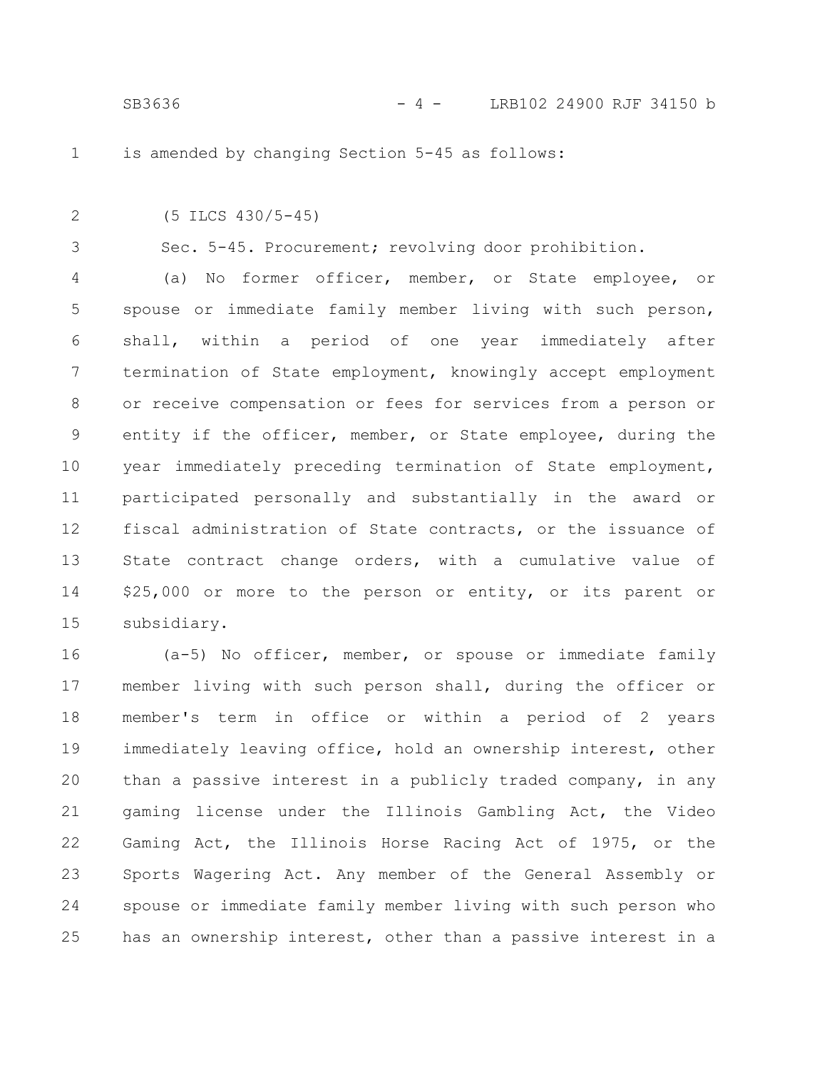is amended by changing Section 5-45 as follows:

(5 ILCS 430/5-45)

Sec. 5-45. Procurement; revolving door prohibition.

(a) No former officer, member, or State employee, or spouse or immediate family member living with such person, shall, within a period of one year immediately after termination of State employment, knowingly accept employment or receive compensation or fees for services from a person or entity if the officer, member, or State employee, during the year immediately preceding termination of State employment, participated personally and substantially in the award or fiscal administration of State contracts, or the issuance of State contract change orders, with a cumulative value of $25,000 or more to the person or entity, or its parent or subsidiary.

(a-5) No officer, member, or spouse or immediate family member living with such person shall, during the officer or member's term in office or within a period of 2 years immediately leaving office, hold an ownership interest, other than a passive interest in a publicly traded company, in any gaming license under the Illinois Gambling Act, the Video Gaming Act, the Illinois Horse Racing Act of 1975, or the Sports Wagering Act. Any member of the General Assembly or spouse or immediate family member living with such person who has an ownership interest, other than a passive interest in a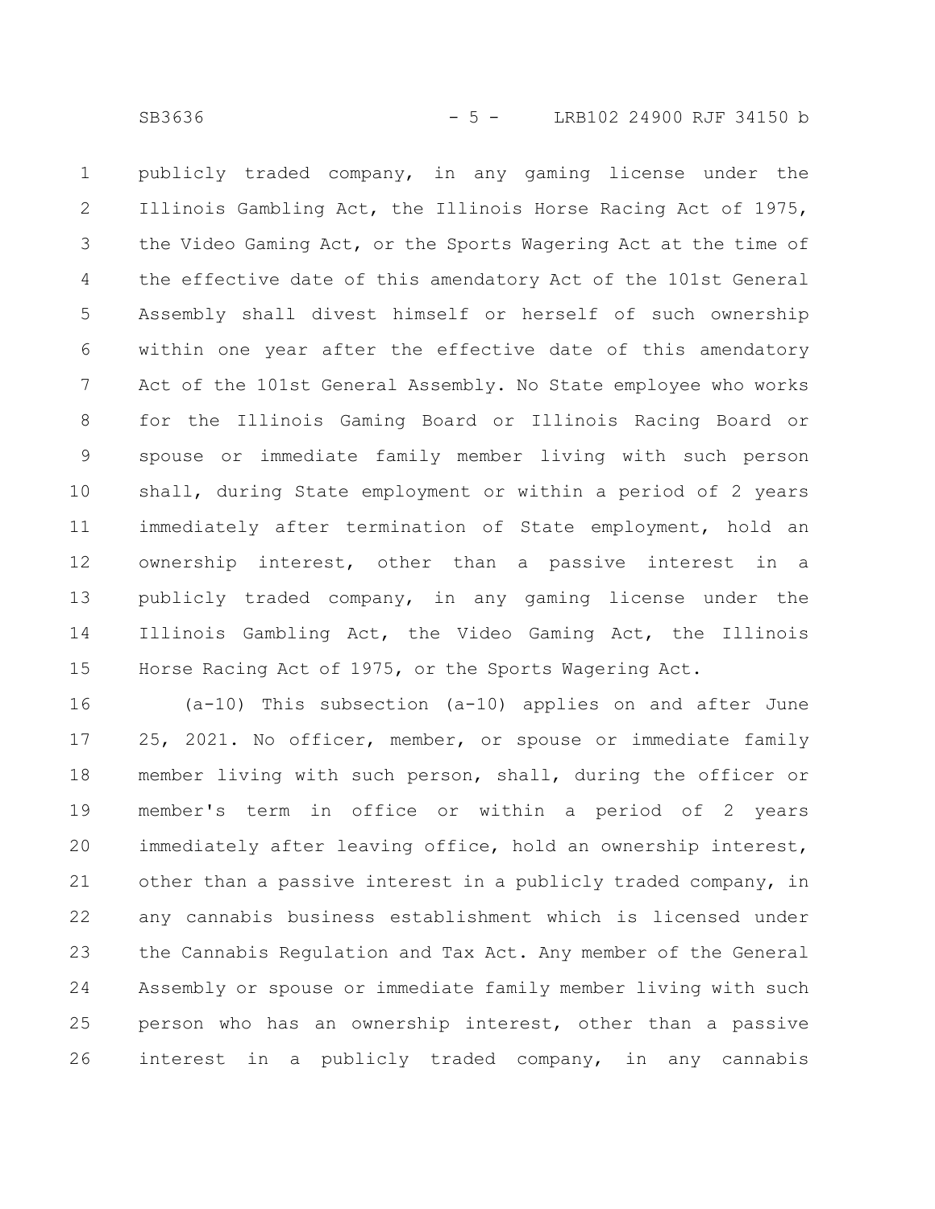publicly traded company, in any gaming license under the Illinois Gambling Act, the Illinois Horse Racing Act of 1975, the Video Gaming Act, or the Sports Wagering Act at the time of the effective date of this amendatory Act of the 101st General Assembly shall divest himself or herself of such ownership within one year after the effective date of this amendatory Act of the 101st General Assembly. No State employee who works for the Illinois Gaming Board or Illinois Racing Board or spouse or immediate family member living with such person shall, during State employment or within a period of 2 years immediately after termination of State employment, hold an ownership interest, other than a passive interest in a publicly traded company, in any gaming license under the Illinois Gambling Act, the Video Gaming Act, the Illinois Horse Racing Act of 1975, or the Sports Wagering Act.

(a-10) This subsection (a-10) applies on and after June 25, 2021. No officer, member, or spouse or immediate family member living with such person, shall, during the officer or member's term in office or within a period of 2 years immediately after leaving office, hold an ownership interest, other than a passive interest in a publicly traded company, in any cannabis business establishment which is licensed under the Cannabis Regulation and Tax Act. Any member of the General Assembly or spouse or immediate family member living with such person who has an ownership interest, other than a passive interest in a publicly traded company, in any cannabis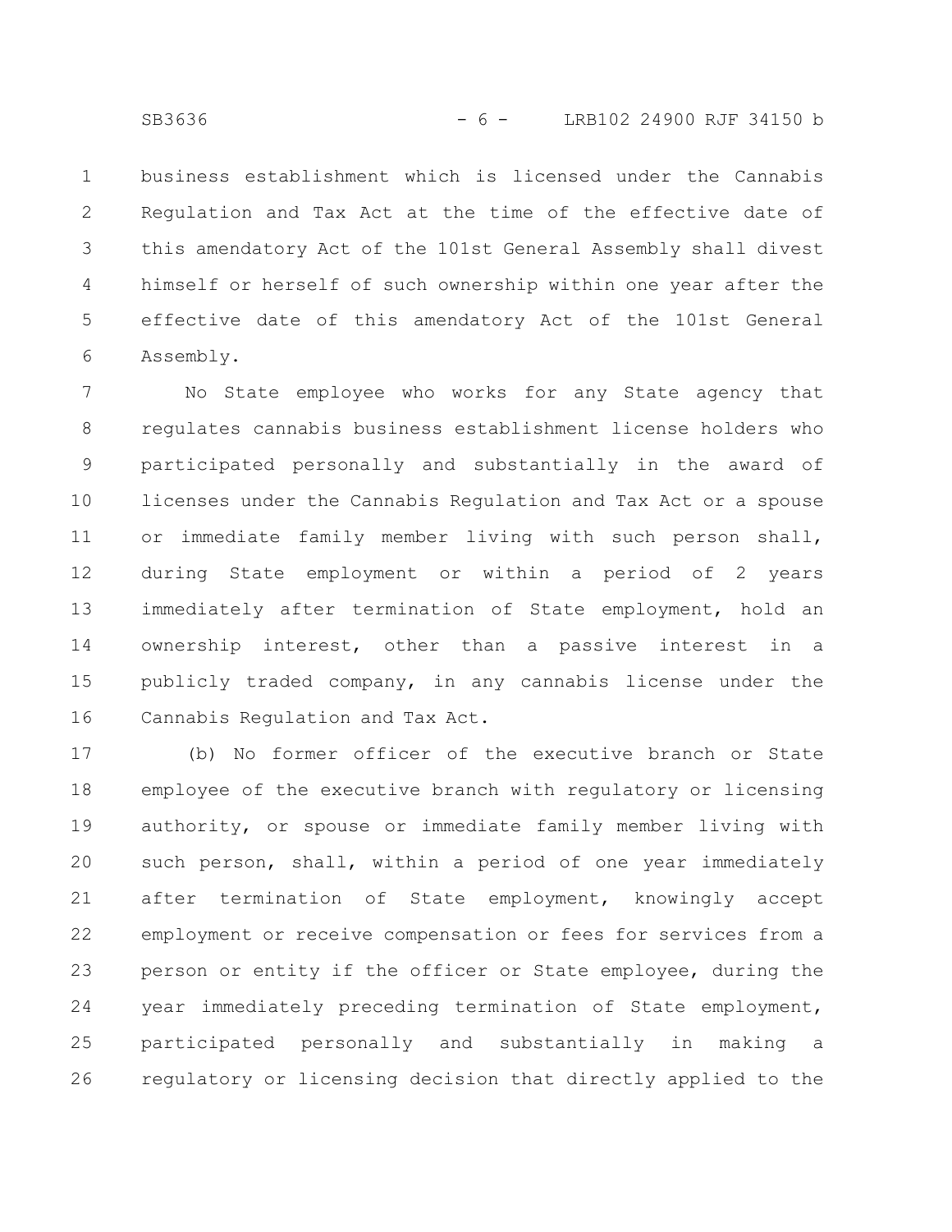business establishment which is licensed under the Cannabis Regulation and Tax Act at the time of the effective date of this amendatory Act of the 101st General Assembly shall divest himself or herself of such ownership within one year after the effective date of this amendatory Act of the 101st General Assembly.

No State employee who works for any State agency that regulates cannabis business establishment license holders who participated personally and substantially in the award of licenses under the Cannabis Regulation and Tax Act or a spouse or immediate family member living with such person shall, during State employment or within a period of 2 years immediately after termination of State employment, hold an ownership interest, other than a passive interest in a publicly traded company, in any cannabis license under the Cannabis Regulation and Tax Act.

(b) No former officer of the executive branch or State employee of the executive branch with regulatory or licensing authority, or spouse or immediate family member living with such person, shall, within a period of one year immediately after termination of State employment, knowingly accept employment or receive compensation or fees for services from a person or entity if the officer or State employee, during the year immediately preceding termination of State employment, participated personally and substantially in making a regulatory or licensing decision that directly applied to the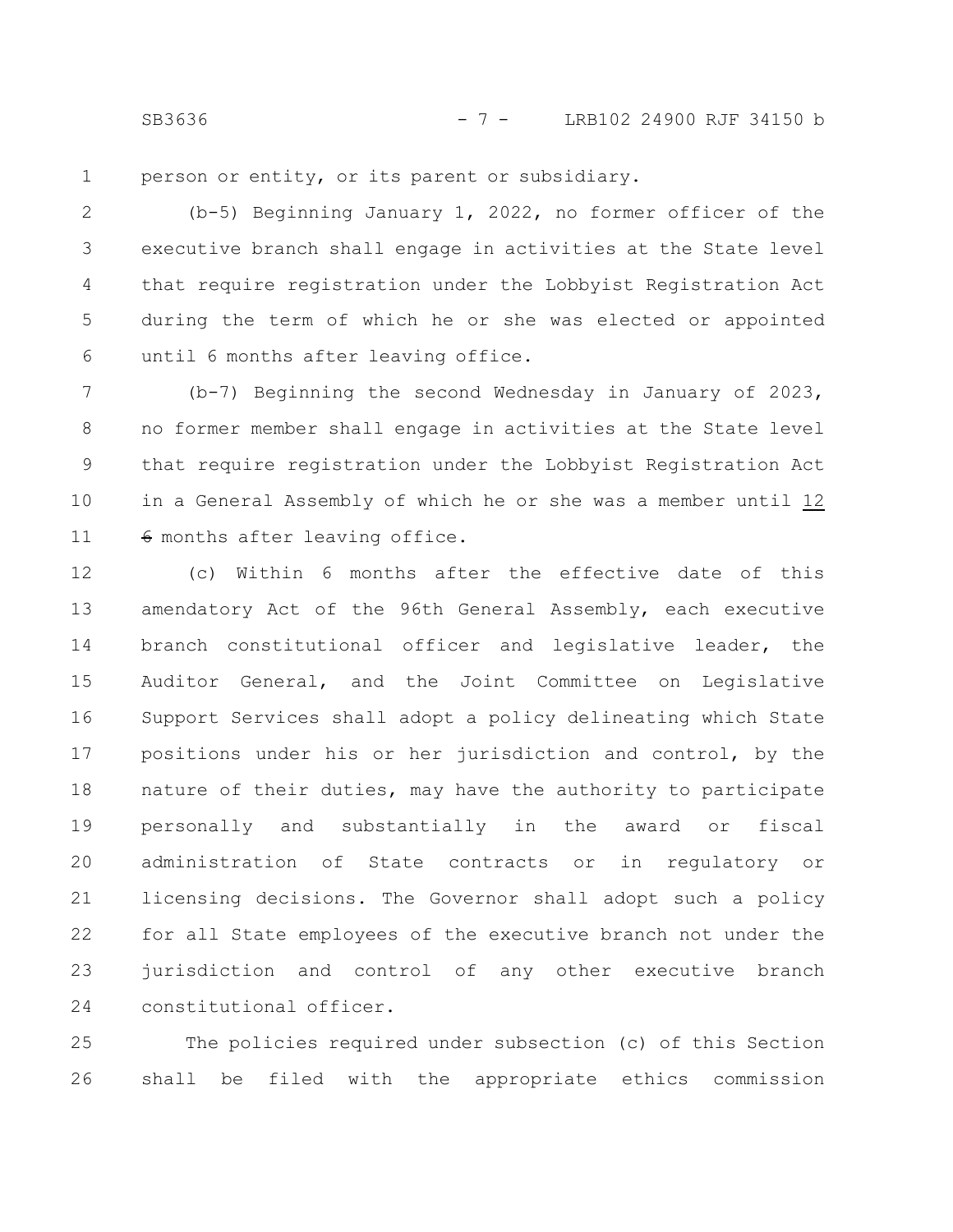person or entity, or its parent or subsidiary.

(b-5) Beginning January 1, 2022, no former officer of the executive branch shall engage in activities at the State level that require registration under the Lobbyist Registration Act during the term of which he or she was elected or appointed until 6 months after leaving office.

(b-7) Beginning the second Wednesday in January of 2023, no former member shall engage in activities at the State level that require registration under the Lobbyist Registration Act in a General Assembly of which he or she was a member until 12 ~~6~~ months after leaving office.

(c) Within 6 months after the effective date of this amendatory Act of the 96th General Assembly, each executive branch constitutional officer and legislative leader, the Auditor General, and the Joint Committee on Legislative Support Services shall adopt a policy delineating which State positions under his or her jurisdiction and control, by the nature of their duties, may have the authority to participate personally and substantially in the award or fiscal administration of State contracts or in regulatory or licensing decisions. The Governor shall adopt such a policy for all State employees of the executive branch not under the jurisdiction and control of any other executive branch constitutional officer.

The policies required under subsection (c) of this Section shall be filed with the appropriate ethics commission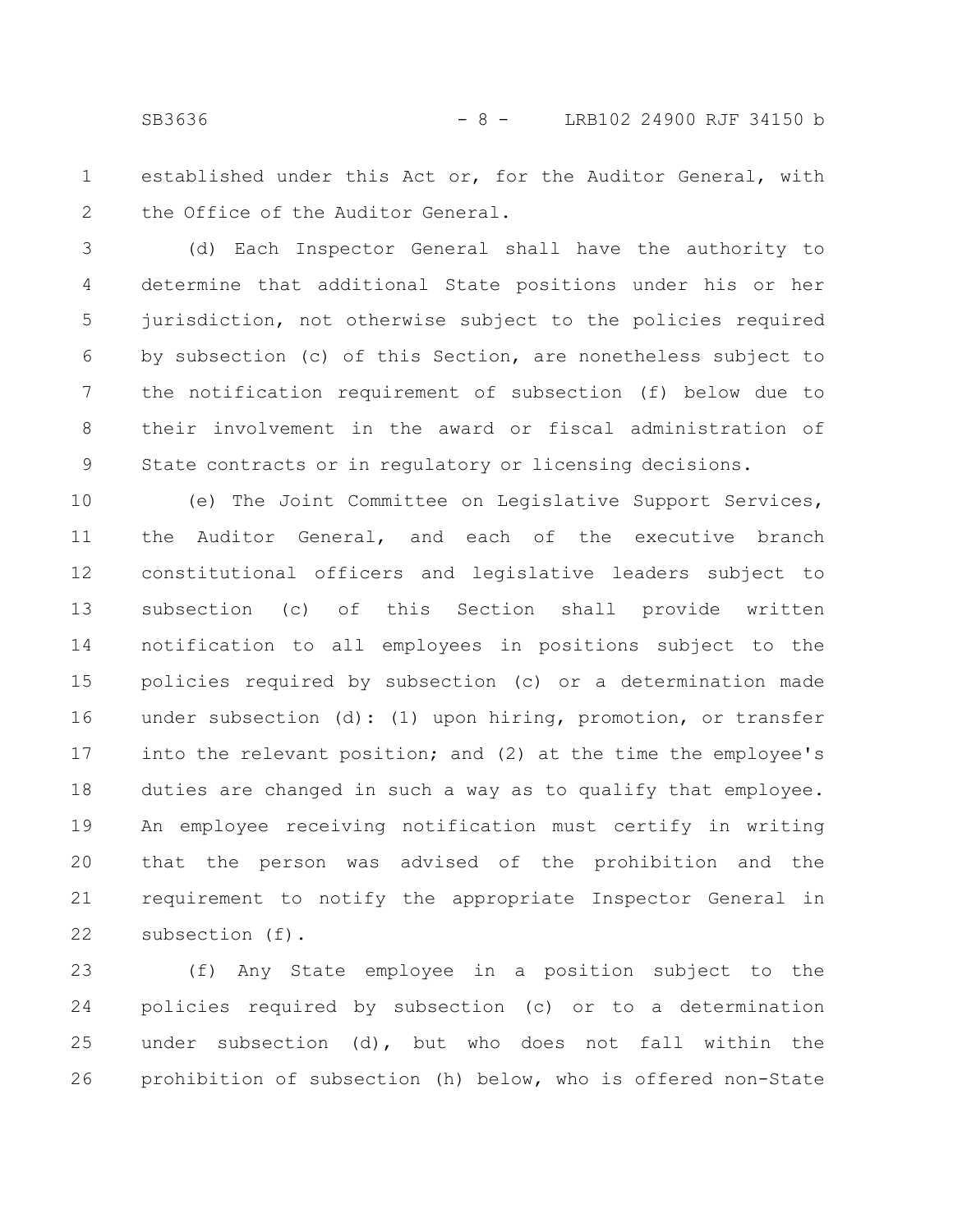established under this Act or, for the Auditor General, with the Office of the Auditor General.

(d) Each Inspector General shall have the authority to determine that additional State positions under his or her jurisdiction, not otherwise subject to the policies required by subsection (c) of this Section, are nonetheless subject to the notification requirement of subsection (f) below due to their involvement in the award or fiscal administration of State contracts or in regulatory or licensing decisions.

(e) The Joint Committee on Legislative Support Services, the Auditor General, and each of the executive branch constitutional officers and legislative leaders subject to subsection (c) of this Section shall provide written notification to all employees in positions subject to the policies required by subsection (c) or a determination made under subsection (d): (1) upon hiring, promotion, or transfer into the relevant position; and (2) at the time the employee's duties are changed in such a way as to qualify that employee. An employee receiving notification must certify in writing that the person was advised of the prohibition and the requirement to notify the appropriate Inspector General in subsection (f).

(f) Any State employee in a position subject to the policies required by subsection (c) or to a determination under subsection (d), but who does not fall within the prohibition of subsection (h) below, who is offered non-State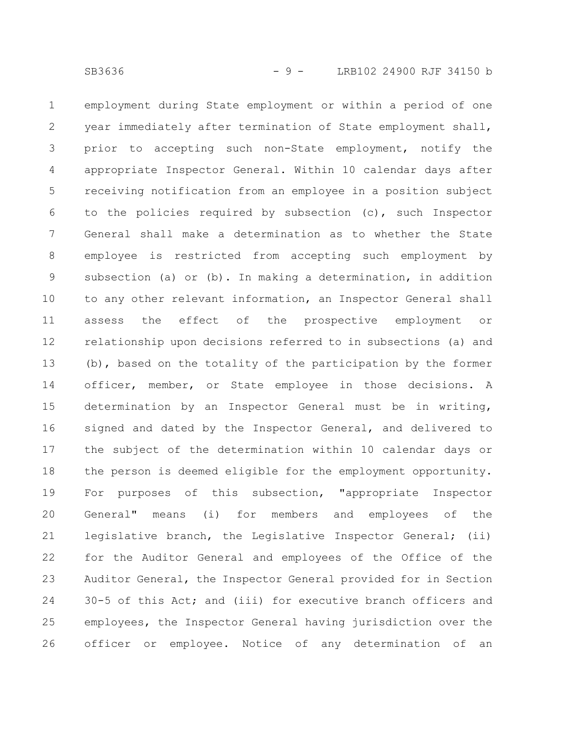employment during State employment or within a period of one year immediately after termination of State employment shall, prior to accepting such non-State employment, notify the appropriate Inspector General. Within 10 calendar days after receiving notification from an employee in a position subject to the policies required by subsection (c), such Inspector General shall make a determination as to whether the State employee is restricted from accepting such employment by subsection (a) or (b). In making a determination, in addition to any other relevant information, an Inspector General shall assess the effect of the prospective employment or relationship upon decisions referred to in subsections (a) and (b), based on the totality of the participation by the former officer, member, or State employee in those decisions. A determination by an Inspector General must be in writing, signed and dated by the Inspector General, and delivered to the subject of the determination within 10 calendar days or the person is deemed eligible for the employment opportunity. For purposes of this subsection, "appropriate Inspector General" means (i) for members and employees of the legislative branch, the Legislative Inspector General; (ii) for the Auditor General and employees of the Office of the Auditor General, the Inspector General provided for in Section 30-5 of this Act; and (iii) for executive branch officers and employees, the Inspector General having jurisdiction over the officer or employee. Notice of any determination of an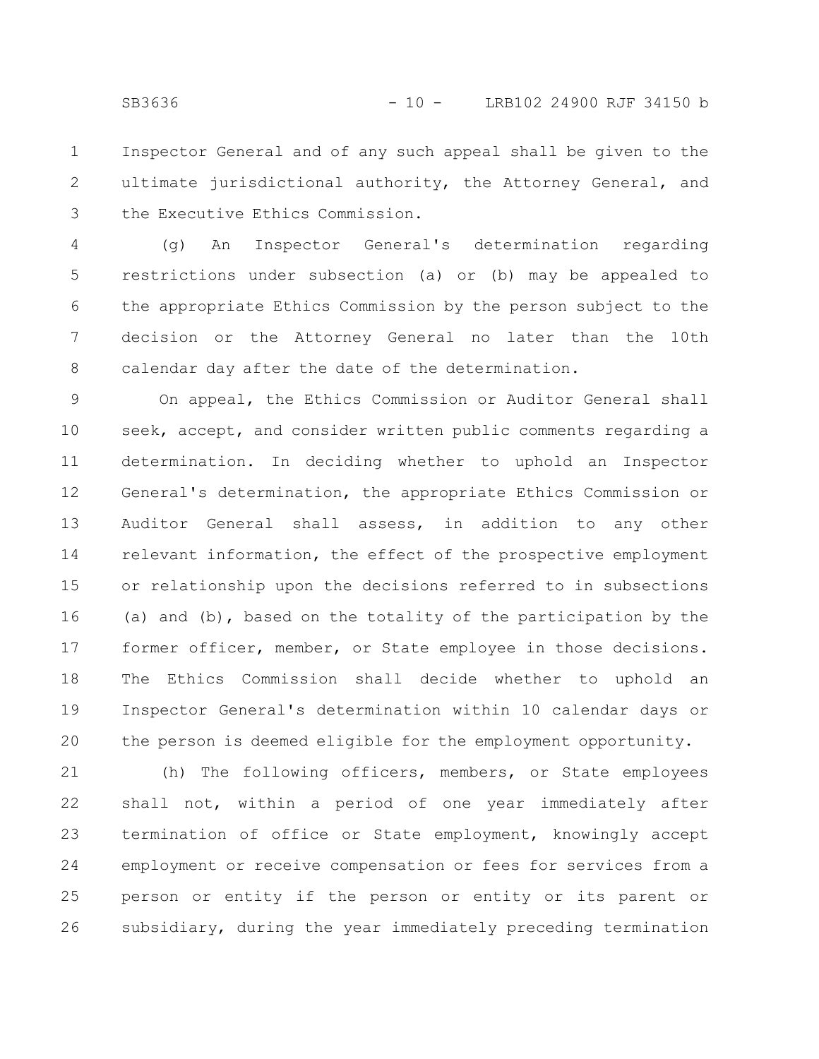Inspector General and of any such appeal shall be given to the ultimate jurisdictional authority, the Attorney General, and the Executive Ethics Commission.

(g) An Inspector General's determination regarding restrictions under subsection (a) or (b) may be appealed to the appropriate Ethics Commission by the person subject to the decision or the Attorney General no later than the 10th calendar day after the date of the determination.

On appeal, the Ethics Commission or Auditor General shall seek, accept, and consider written public comments regarding a determination. In deciding whether to uphold an Inspector General's determination, the appropriate Ethics Commission or Auditor General shall assess, in addition to any other relevant information, the effect of the prospective employment or relationship upon the decisions referred to in subsections (a) and (b), based on the totality of the participation by the former officer, member, or State employee in those decisions. The Ethics Commission shall decide whether to uphold an Inspector General's determination within 10 calendar days or the person is deemed eligible for the employment opportunity.

(h) The following officers, members, or State employees shall not, within a period of one year immediately after termination of office or State employment, knowingly accept employment or receive compensation or fees for services from a person or entity if the person or entity or its parent or subsidiary, during the year immediately preceding termination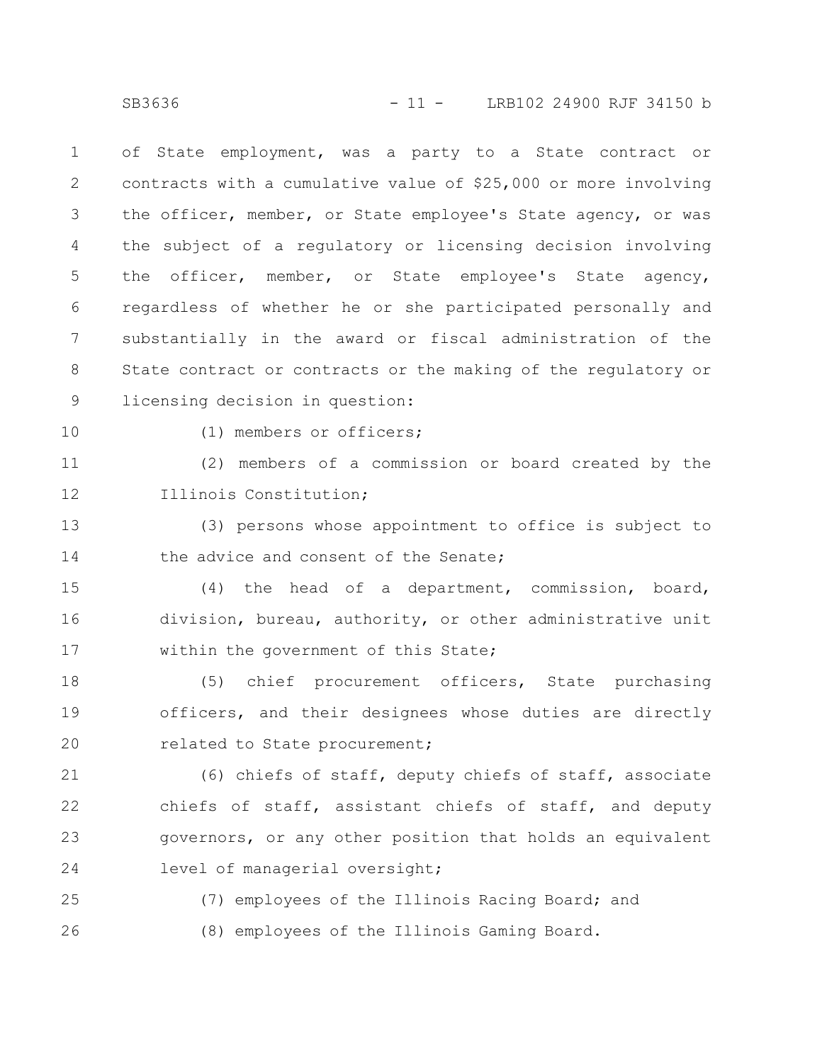of State employment, was a party to a State contract or contracts with a cumulative value of $25,000 or more involving the officer, member, or State employee's State agency, or was the subject of a regulatory or licensing decision involving the officer, member, or State employee's State agency, regardless of whether he or she participated personally and substantially in the award or fiscal administration of the State contract or contracts or the making of the regulatory or licensing decision in question:

(1) members or officers;

(2) members of a commission or board created by the Illinois Constitution;

(3) persons whose appointment to office is subject to the advice and consent of the Senate;

(4) the head of a department, commission, board, division, bureau, authority, or other administrative unit within the government of this State;

(5) chief procurement officers, State purchasing officers, and their designees whose duties are directly related to State procurement;

(6) chiefs of staff, deputy chiefs of staff, associate chiefs of staff, assistant chiefs of staff, and deputy governors, or any other position that holds an equivalent level of managerial oversight;

(7) employees of the Illinois Racing Board; and

(8) employees of the Illinois Gaming Board.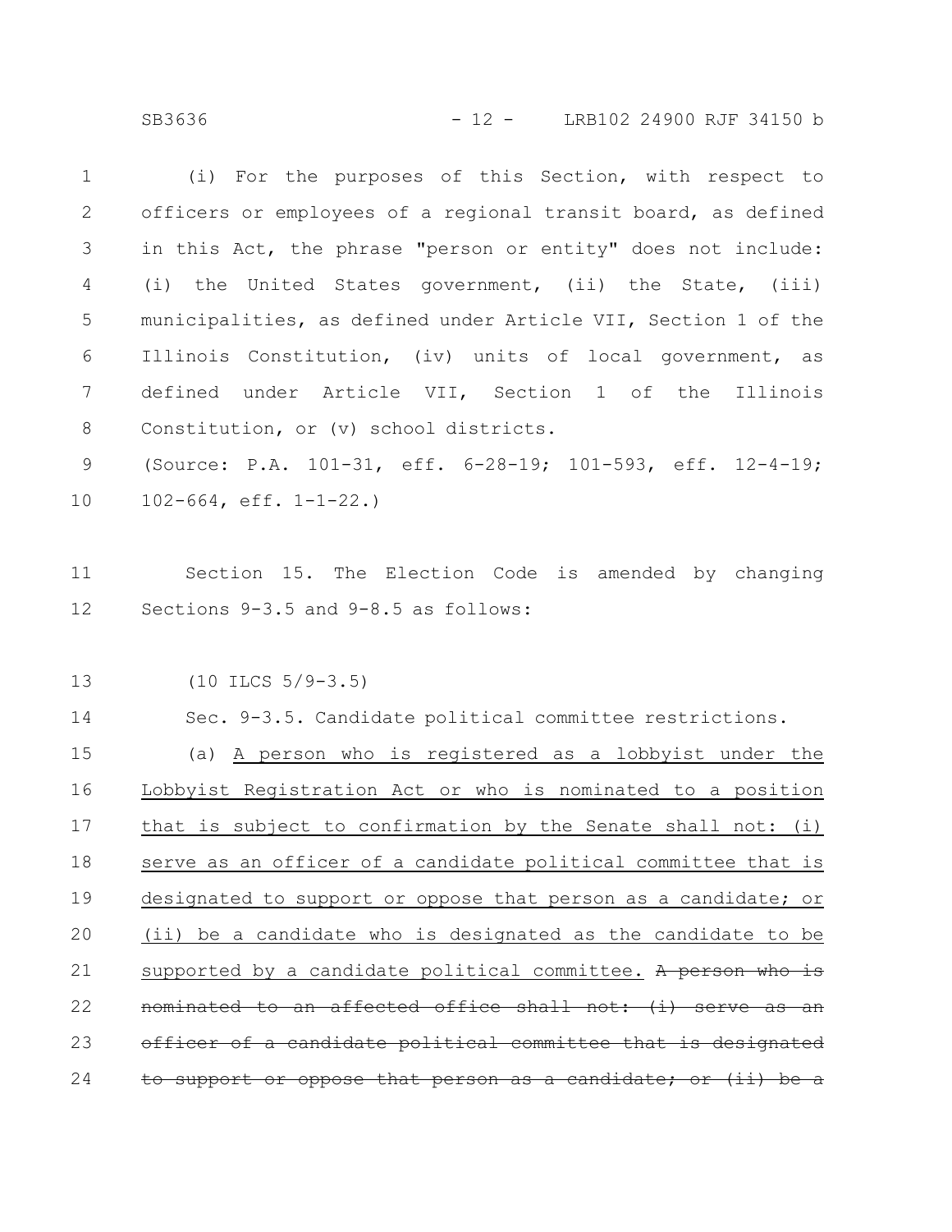(i) For the purposes of this Section, with respect to officers or employees of a regional transit board, as defined in this Act, the phrase "person or entity" does not include: (i) the United States government, (ii) the State, (iii) municipalities, as defined under Article VII, Section 1 of the Illinois Constitution, (iv) units of local government, as defined under Article VII, Section 1 of the Illinois Constitution, or (v) school districts.

(Source: P.A. 101-31, eff. 6-28-19; 101-593, eff. 12-4-19; 102-664, eff. 1-1-22.)

Section 15. The Election Code is amended by changing Sections 9-3.5 and 9-8.5 as follows:

(10 ILCS 5/9-3.5)

Sec. 9-3.5. Candidate political committee restrictions.

(a) <u>A person who is registered as a lobbyist under the Lobbyist Registration Act or who is nominated to a position that is subject to confirmation by the Senate shall not: (i) serve as an officer of a candidate political committee that is designated to support or oppose that person as a candidate; or (ii) be a candidate who is designated as the candidate to be supported by a candidate political committee.</u> ~~A person who is nominated to an affected office shall not: (i) serve as an officer of a candidate political committee that is designated to support or oppose that person as a candidate; or (ii) be a~~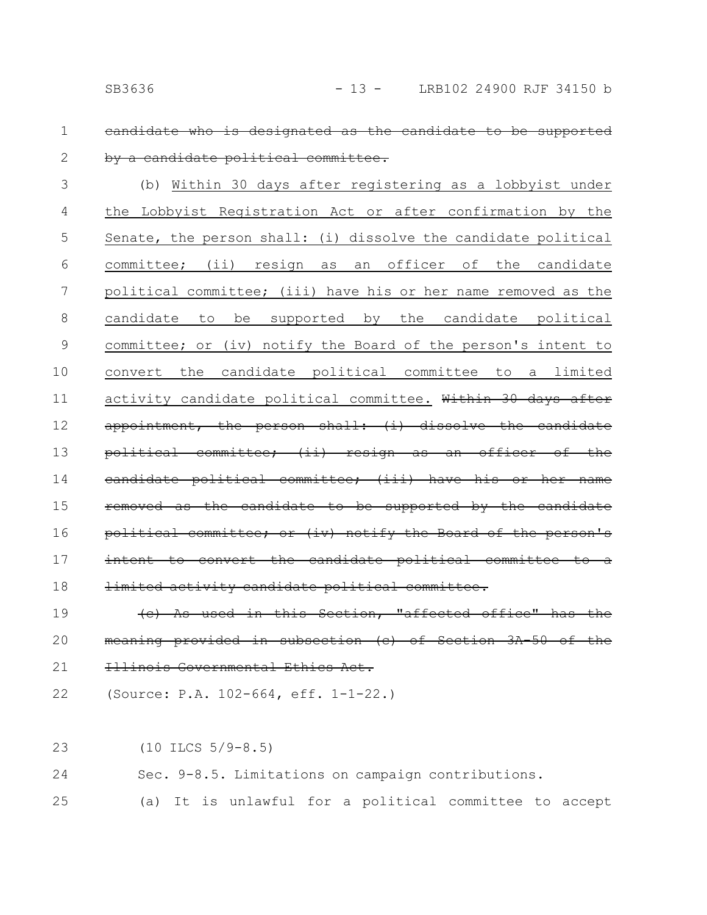~~candidate who is designated as the candidate to be supported by a candidate political committee.~~

(b) <u>Within 30 days after registering as a lobbyist under the Lobbyist Registration Act or after confirmation by the Senate, the person shall: (i) dissolve the candidate political committee; (ii) resign as an officer of the candidate political committee; (iii) have his or her name removed as the candidate to be supported by the candidate political committee; or (iv) notify the Board of the person's intent to convert the candidate political committee to a limited activity candidate political committee.</u> ~~Within 30 days after appointment, the person shall: (i) dissolve the candidate political committee; (ii) resign as an officer of the candidate political committee; (iii) have his or her name removed as the candidate to be supported by the candidate political committee; or (iv) notify the Board of the person's intent to convert the candidate political committee to a limited activity candidate political committee.~~

~~(c) As used in this Section, "affected office" has the meaning provided in subsection (c) of Section 3A-50 of the Illinois Governmental Ethics Act.~~

(Source: P.A. 102-664, eff. 1-1-22.)

(10 ILCS 5/9-8.5)

Sec. 9-8.5. Limitations on campaign contributions.

(a) It is unlawful for a political committee to accept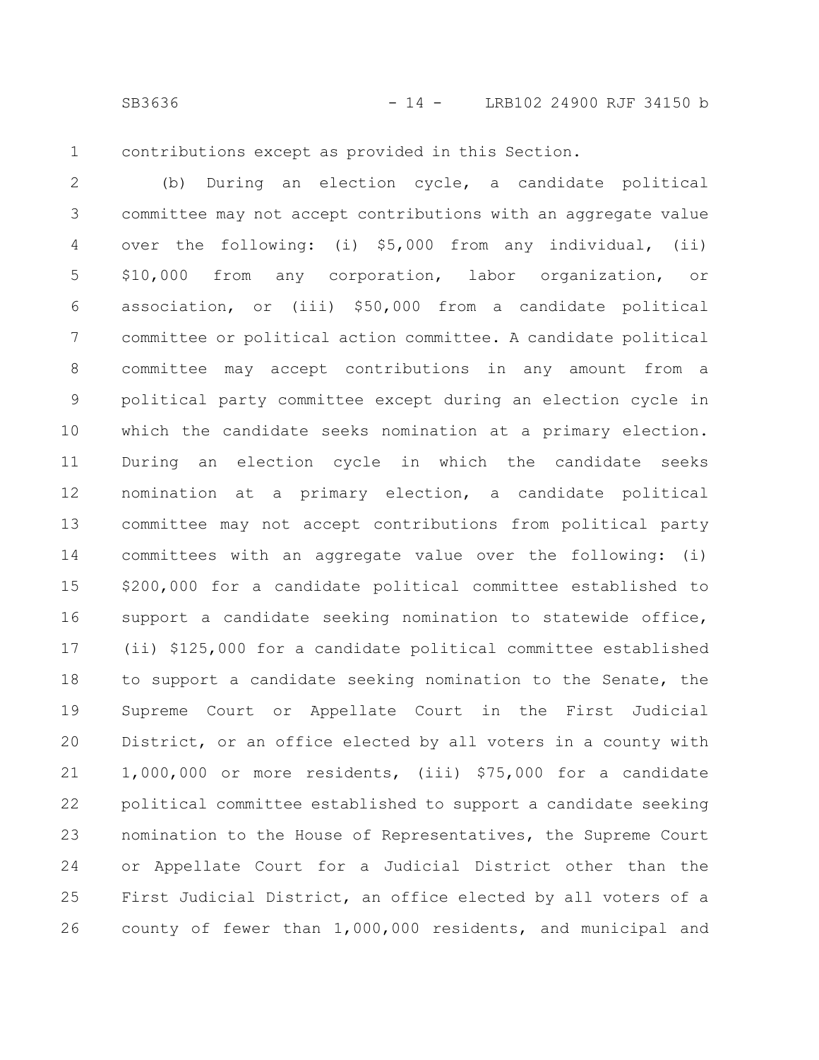contributions except as provided in this Section.

(b) During an election cycle, a candidate political committee may not accept contributions with an aggregate value over the following: (i) $5,000 from any individual, (ii) $10,000 from any corporation, labor organization, or association, or (iii) $50,000 from a candidate political committee or political action committee. A candidate political committee may accept contributions in any amount from a political party committee except during an election cycle in which the candidate seeks nomination at a primary election. During an election cycle in which the candidate seeks nomination at a primary election, a candidate political committee may not accept contributions from political party committees with an aggregate value over the following: (i) $200,000 for a candidate political committee established to support a candidate seeking nomination to statewide office, (ii) $125,000 for a candidate political committee established to support a candidate seeking nomination to the Senate, the Supreme Court or Appellate Court in the First Judicial District, or an office elected by all voters in a county with 1,000,000 or more residents, (iii) $75,000 for a candidate political committee established to support a candidate seeking nomination to the House of Representatives, the Supreme Court or Appellate Court for a Judicial District other than the First Judicial District, an office elected by all voters of a county of fewer than 1,000,000 residents, and municipal and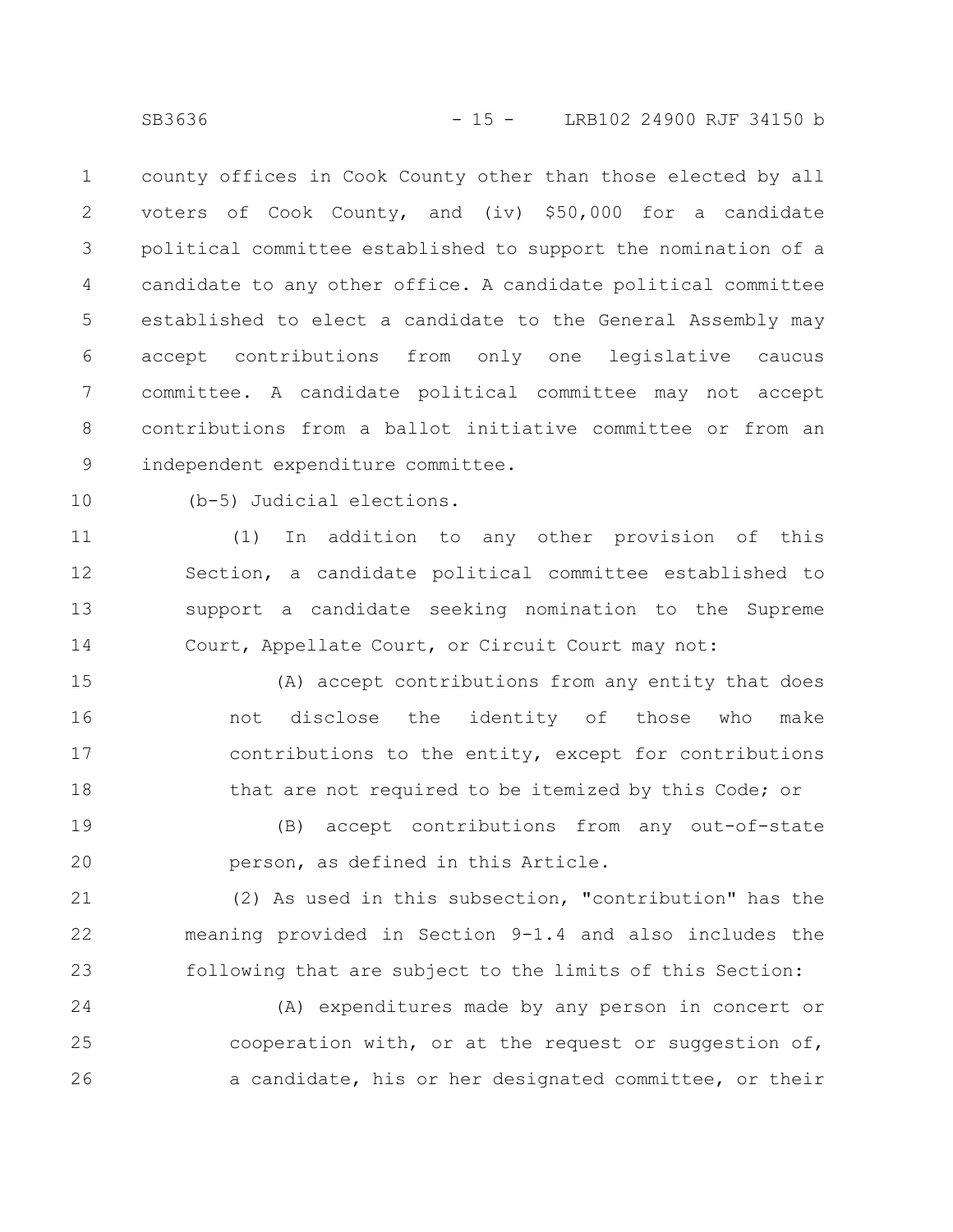county offices in Cook County other than those elected by all voters of Cook County, and (iv) $50,000 for a candidate political committee established to support the nomination of a candidate to any other office. A candidate political committee established to elect a candidate to the General Assembly may accept contributions from only one legislative caucus committee. A candidate political committee may not accept contributions from a ballot initiative committee or from an independent expenditure committee.

(b-5) Judicial elections.

(1) In addition to any other provision of this Section, a candidate political committee established to support a candidate seeking nomination to the Supreme Court, Appellate Court, or Circuit Court may not:

(A) accept contributions from any entity that does not disclose the identity of those who make contributions to the entity, except for contributions that are not required to be itemized by this Code; or

(B) accept contributions from any out-of-state person, as defined in this Article.

(2) As used in this subsection, "contribution" has the meaning provided in Section 9-1.4 and also includes the following that are subject to the limits of this Section:

(A) expenditures made by any person in concert or cooperation with, or at the request or suggestion of, a candidate, his or her designated committee, or their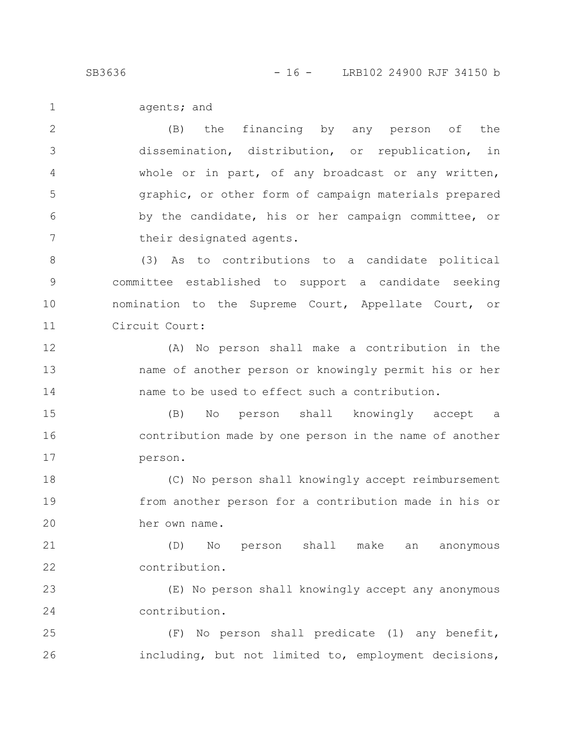agents; and

(B) the financing by any person of the dissemination, distribution, or republication, in whole or in part, of any broadcast or any written, graphic, or other form of campaign materials prepared by the candidate, his or her campaign committee, or their designated agents.

(3) As to contributions to a candidate political committee established to support a candidate seeking nomination to the Supreme Court, Appellate Court, or Circuit Court:

(A) No person shall make a contribution in the name of another person or knowingly permit his or her name to be used to effect such a contribution.

(B) No person shall knowingly accept a contribution made by one person in the name of another person.

(C) No person shall knowingly accept reimbursement from another person for a contribution made in his or her own name.

(D) No person shall make an anonymous contribution.

(E) No person shall knowingly accept any anonymous contribution.

(F) No person shall predicate (1) any benefit, including, but not limited to, employment decisions,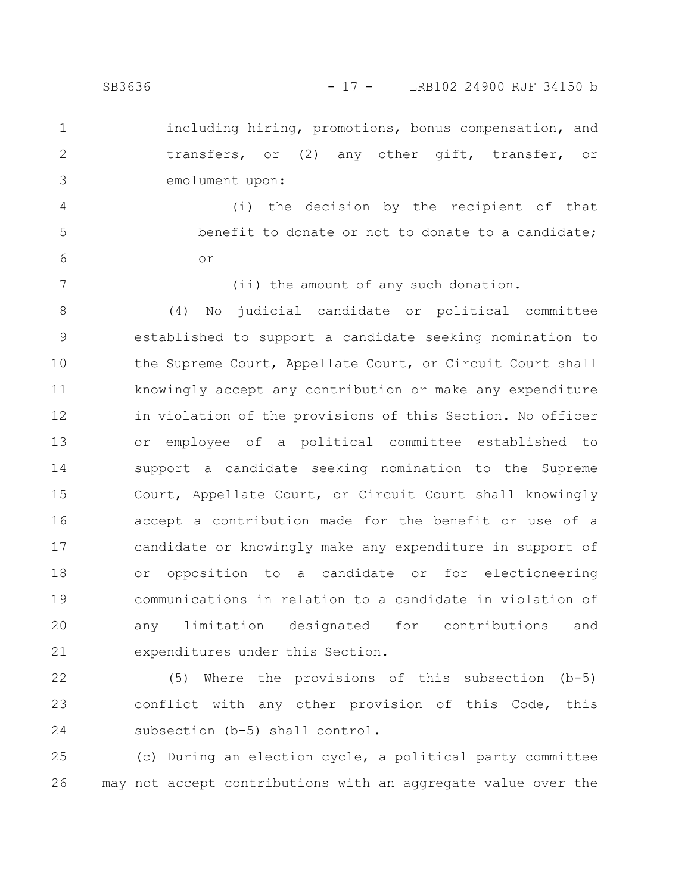including hiring, promotions, bonus compensation, and transfers, or (2) any other gift, transfer, or emolument upon:

(i) the decision by the recipient of that benefit to donate or not to donate to a candidate; or

(ii) the amount of any such donation.

(4) No judicial candidate or political committee established to support a candidate seeking nomination to the Supreme Court, Appellate Court, or Circuit Court shall knowingly accept any contribution or make any expenditure in violation of the provisions of this Section. No officer or employee of a political committee established to support a candidate seeking nomination to the Supreme Court, Appellate Court, or Circuit Court shall knowingly accept a contribution made for the benefit or use of a candidate or knowingly make any expenditure in support of or opposition to a candidate or for electioneering communications in relation to a candidate in violation of any limitation designated for contributions and expenditures under this Section.

(5) Where the provisions of this subsection (b-5) conflict with any other provision of this Code, this subsection (b-5) shall control.

(c) During an election cycle, a political party committee may not accept contributions with an aggregate value over the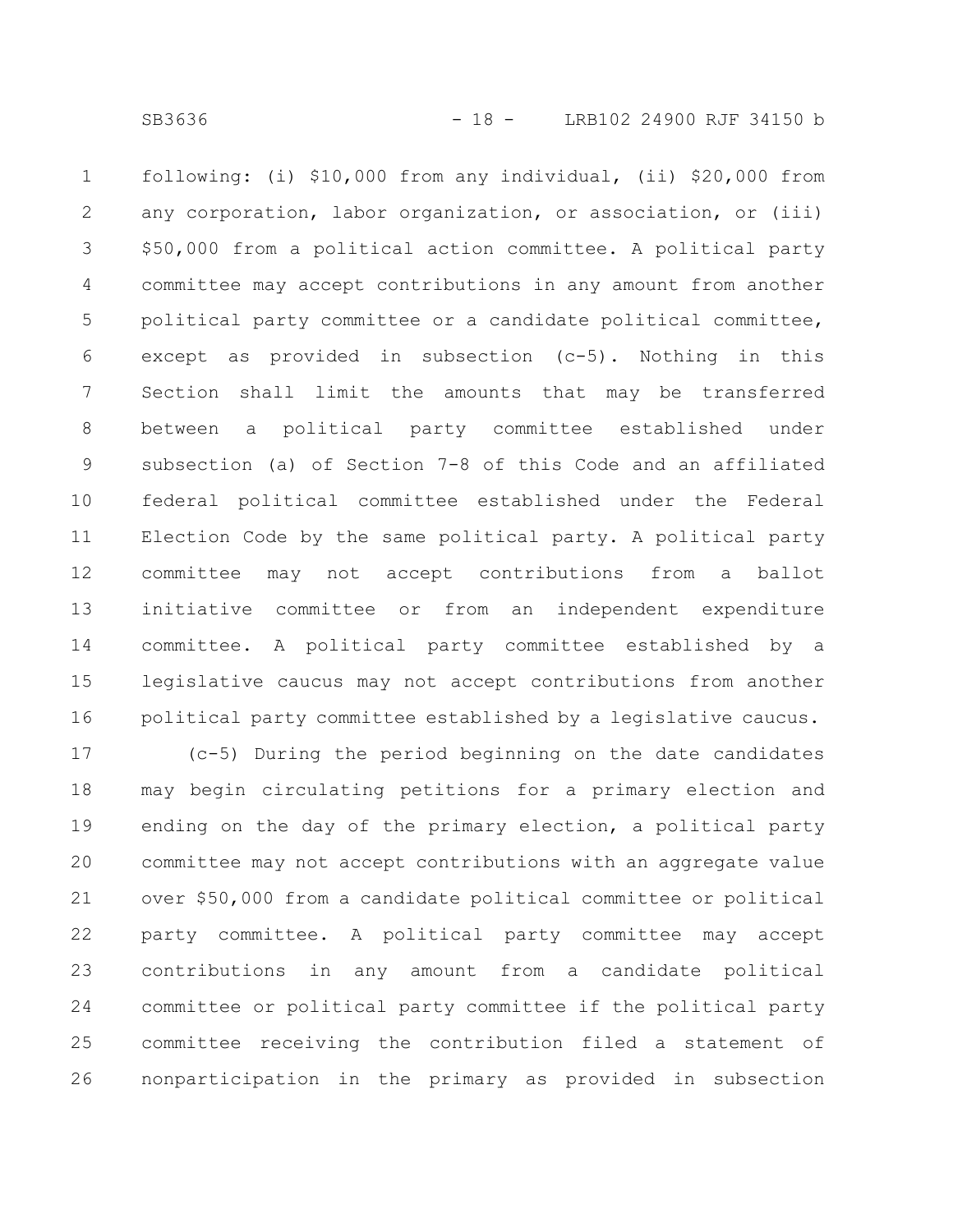following: (i) $10,000 from any individual, (ii) $20,000 from any corporation, labor organization, or association, or (iii) $50,000 from a political action committee. A political party committee may accept contributions in any amount from another political party committee or a candidate political committee, except as provided in subsection (c-5). Nothing in this Section shall limit the amounts that may be transferred between a political party committee established under subsection (a) of Section 7-8 of this Code and an affiliated federal political committee established under the Federal Election Code by the same political party. A political party committee may not accept contributions from a ballot initiative committee or from an independent expenditure committee. A political party committee established by a legislative caucus may not accept contributions from another political party committee established by a legislative caucus.

(c-5) During the period beginning on the date candidates may begin circulating petitions for a primary election and ending on the day of the primary election, a political party committee may not accept contributions with an aggregate value over $50,000 from a candidate political committee or political party committee. A political party committee may accept contributions in any amount from a candidate political committee or political party committee if the political party committee receiving the contribution filed a statement of nonparticipation in the primary as provided in subsection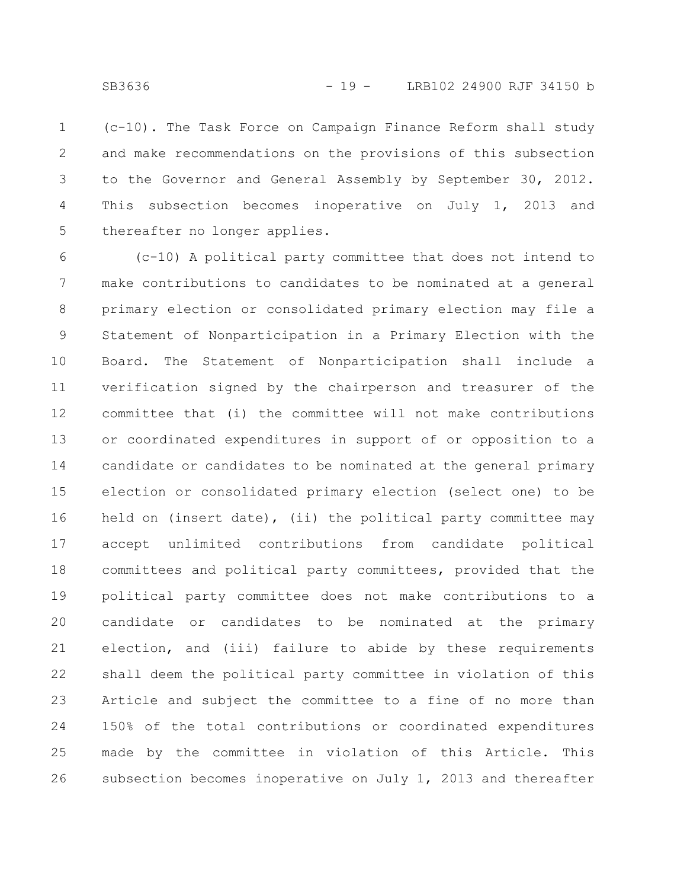(c-10). The Task Force on Campaign Finance Reform shall study and make recommendations on the provisions of this subsection to the Governor and General Assembly by September 30, 2012. This subsection becomes inoperative on July 1, 2013 and thereafter no longer applies.

(c-10) A political party committee that does not intend to make contributions to candidates to be nominated at a general primary election or consolidated primary election may file a Statement of Nonparticipation in a Primary Election with the Board. The Statement of Nonparticipation shall include a verification signed by the chairperson and treasurer of the committee that (i) the committee will not make contributions or coordinated expenditures in support of or opposition to a candidate or candidates to be nominated at the general primary election or consolidated primary election (select one) to be held on (insert date), (ii) the political party committee may accept unlimited contributions from candidate political committees and political party committees, provided that the political party committee does not make contributions to a candidate or candidates to be nominated at the primary election, and (iii) failure to abide by these requirements shall deem the political party committee in violation of this Article and subject the committee to a fine of no more than 150% of the total contributions or coordinated expenditures made by the committee in violation of this Article. This subsection becomes inoperative on July 1, 2013 and thereafter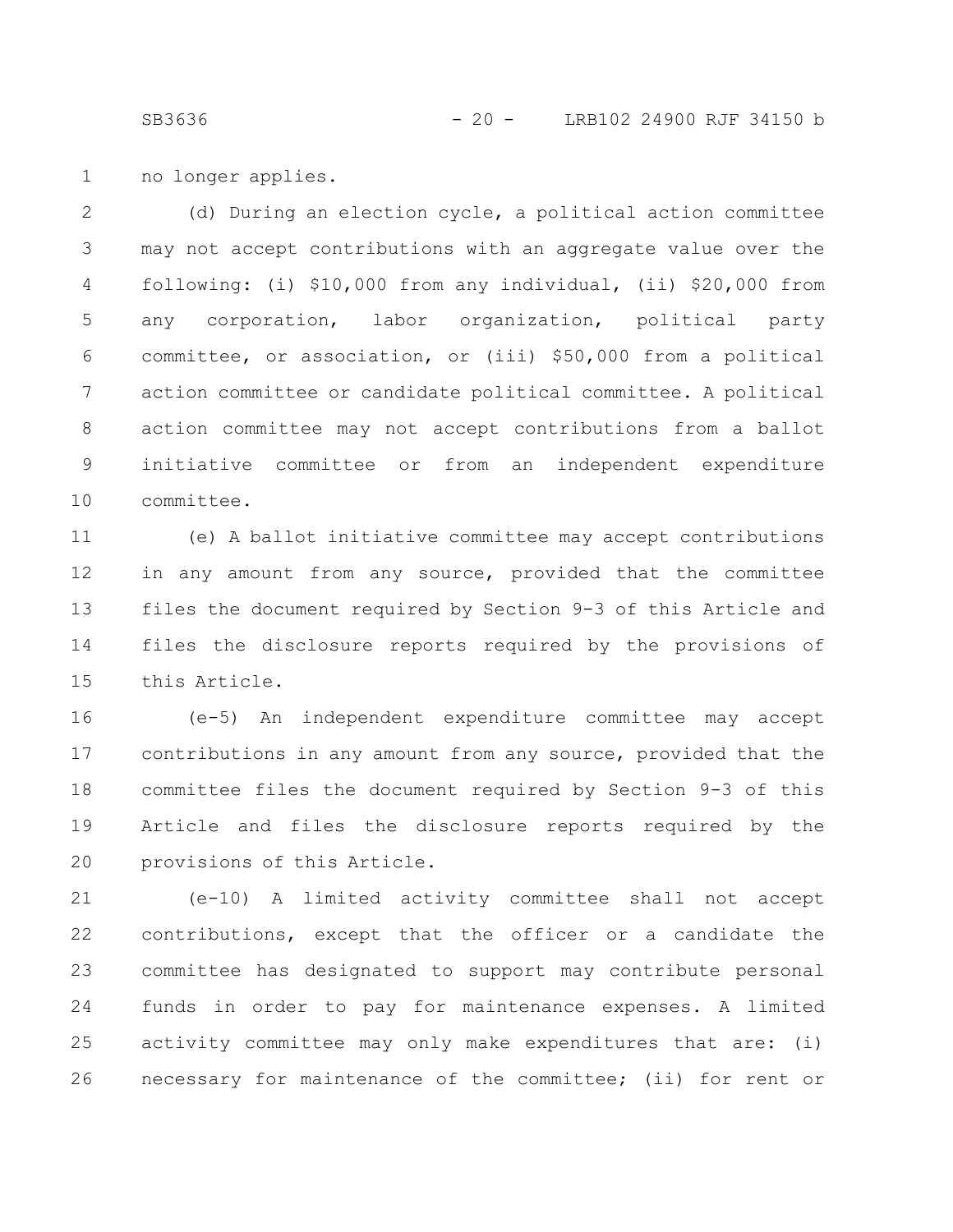no longer applies.

(d) During an election cycle, a political action committee may not accept contributions with an aggregate value over the following: (i) $10,000 from any individual, (ii) $20,000 from any corporation, labor organization, political party committee, or association, or (iii) $50,000 from a political action committee or candidate political committee. A political action committee may not accept contributions from a ballot initiative committee or from an independent expenditure committee.

(e) A ballot initiative committee may accept contributions in any amount from any source, provided that the committee files the document required by Section 9-3 of this Article and files the disclosure reports required by the provisions of this Article.

(e-5) An independent expenditure committee may accept contributions in any amount from any source, provided that the committee files the document required by Section 9-3 of this Article and files the disclosure reports required by the provisions of this Article.

(e-10) A limited activity committee shall not accept contributions, except that the officer or a candidate the committee has designated to support may contribute personal funds in order to pay for maintenance expenses. A limited activity committee may only make expenditures that are: (i) necessary for maintenance of the committee; (ii) for rent or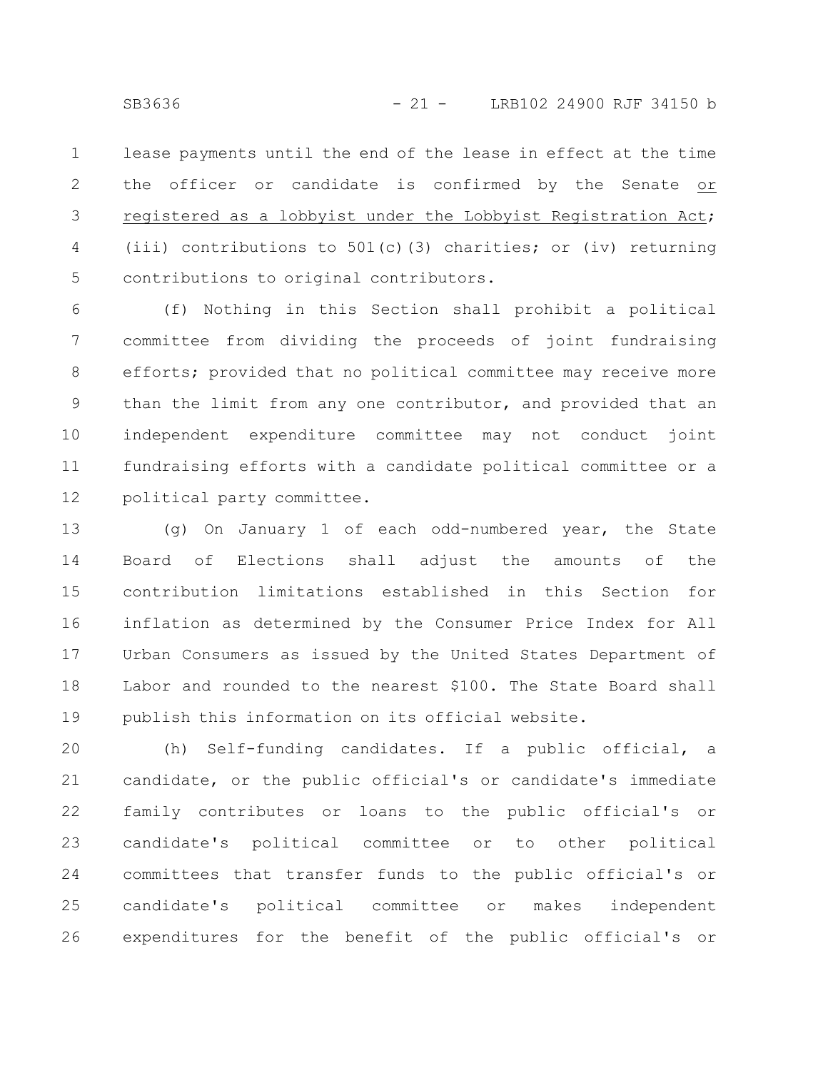lease payments until the end of the lease in effect at the time the officer or candidate is confirmed by the Senate or registered as a lobbyist under the Lobbyist Registration Act; (iii) contributions to 501(c)(3) charities; or (iv) returning contributions to original contributors.

(f) Nothing in this Section shall prohibit a political committee from dividing the proceeds of joint fundraising efforts; provided that no political committee may receive more than the limit from any one contributor, and provided that an independent expenditure committee may not conduct joint fundraising efforts with a candidate political committee or a political party committee.

(g) On January 1 of each odd-numbered year, the State Board of Elections shall adjust the amounts of the contribution limitations established in this Section for inflation as determined by the Consumer Price Index for All Urban Consumers as issued by the United States Department of Labor and rounded to the nearest $100. The State Board shall publish this information on its official website.

(h) Self-funding candidates. If a public official, a candidate, or the public official's or candidate's immediate family contributes or loans to the public official's or candidate's political committee or to other political committees that transfer funds to the public official's or candidate's political committee or makes independent expenditures for the benefit of the public official's or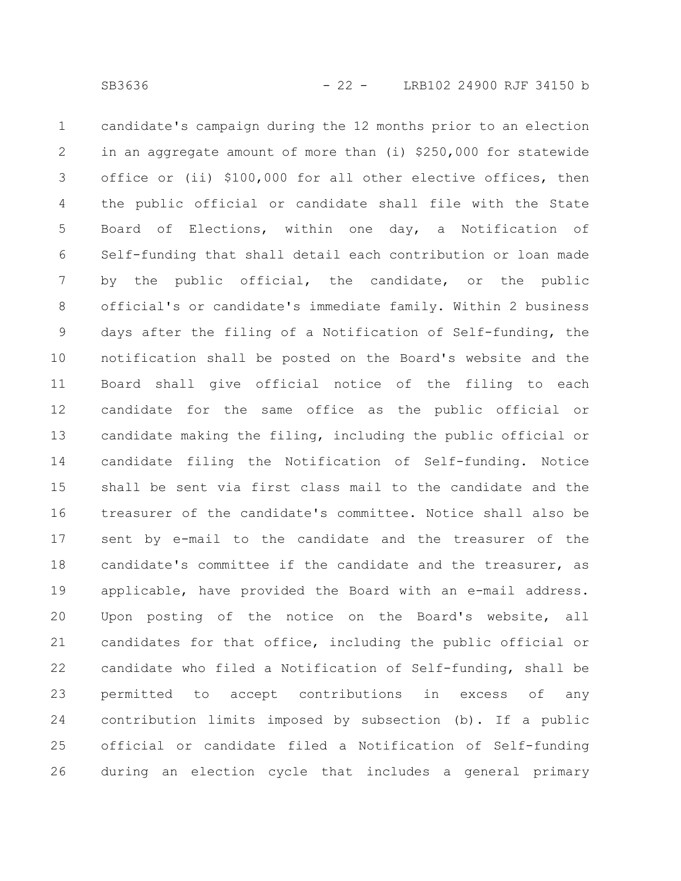candidate's campaign during the 12 months prior to an election in an aggregate amount of more than (i) $250,000 for statewide office or (ii) $100,000 for all other elective offices, then the public official or candidate shall file with the State Board of Elections, within one day, a Notification of Self-funding that shall detail each contribution or loan made by the public official, the candidate, or the public official's or candidate's immediate family. Within 2 business days after the filing of a Notification of Self-funding, the notification shall be posted on the Board's website and the Board shall give official notice of the filing to each candidate for the same office as the public official or candidate making the filing, including the public official or candidate filing the Notification of Self-funding. Notice shall be sent via first class mail to the candidate and the treasurer of the candidate's committee. Notice shall also be sent by e-mail to the candidate and the treasurer of the candidate's committee if the candidate and the treasurer, as applicable, have provided the Board with an e-mail address. Upon posting of the notice on the Board's website, all candidates for that office, including the public official or candidate who filed a Notification of Self-funding, shall be permitted to accept contributions in excess of any contribution limits imposed by subsection (b). If a public official or candidate filed a Notification of Self-funding during an election cycle that includes a general primary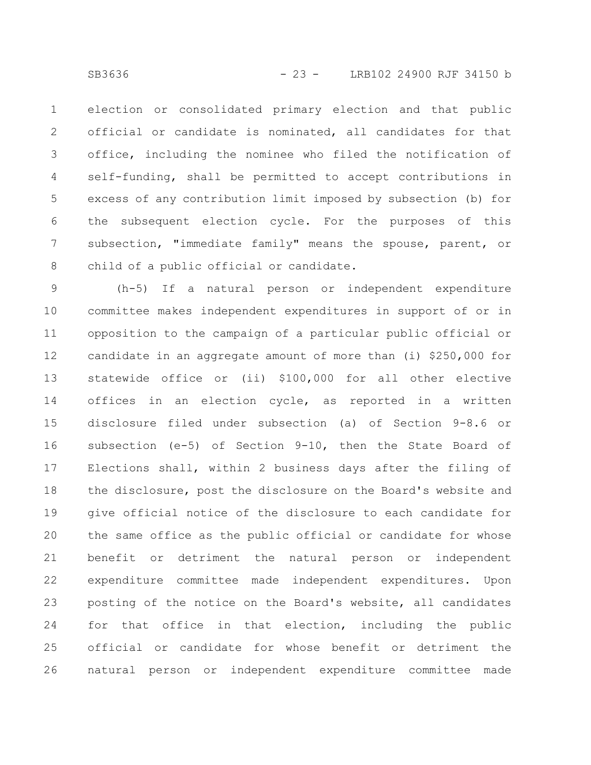election or consolidated primary election and that public official or candidate is nominated, all candidates for that office, including the nominee who filed the notification of self-funding, shall be permitted to accept contributions in excess of any contribution limit imposed by subsection (b) for the subsequent election cycle. For the purposes of this subsection, "immediate family" means the spouse, parent, or child of a public official or candidate.

(h-5) If a natural person or independent expenditure committee makes independent expenditures in support of or in opposition to the campaign of a particular public official or candidate in an aggregate amount of more than (i) $250,000 for statewide office or (ii) $100,000 for all other elective offices in an election cycle, as reported in a written disclosure filed under subsection (a) of Section 9-8.6 or subsection (e-5) of Section 9-10, then the State Board of Elections shall, within 2 business days after the filing of the disclosure, post the disclosure on the Board's website and give official notice of the disclosure to each candidate for the same office as the public official or candidate for whose benefit or detriment the natural person or independent expenditure committee made independent expenditures. Upon posting of the notice on the Board's website, all candidates for that office in that election, including the public official or candidate for whose benefit or detriment the natural person or independent expenditure committee made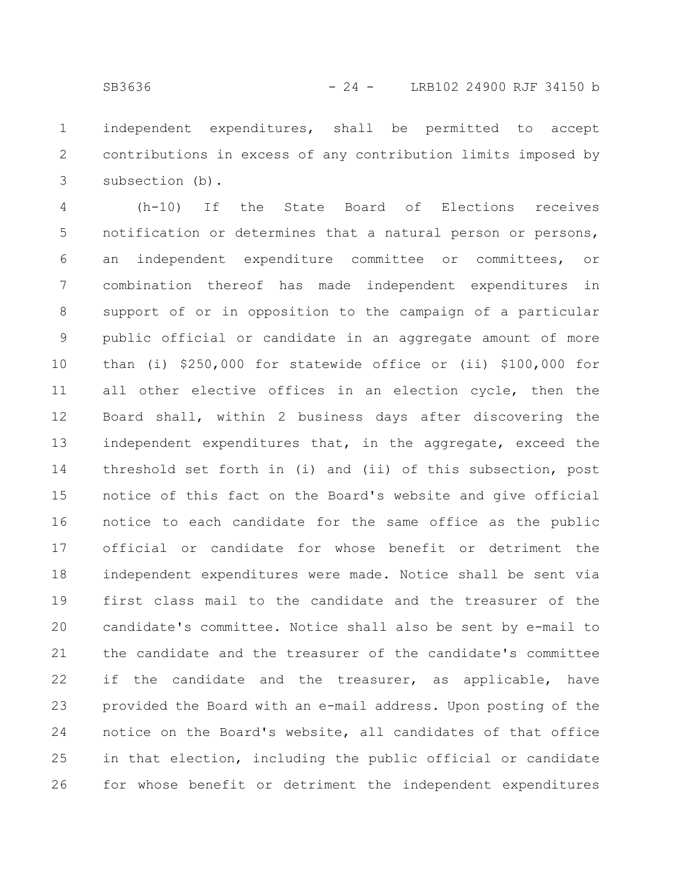independent expenditures, shall be permitted to accept contributions in excess of any contribution limits imposed by subsection (b).

(h-10) If the State Board of Elections receives notification or determines that a natural person or persons, an independent expenditure committee or committees, or combination thereof has made independent expenditures in support of or in opposition to the campaign of a particular public official or candidate in an aggregate amount of more than (i) $250,000 for statewide office or (ii) $100,000 for all other elective offices in an election cycle, then the Board shall, within 2 business days after discovering the independent expenditures that, in the aggregate, exceed the threshold set forth in (i) and (ii) of this subsection, post notice of this fact on the Board's website and give official notice to each candidate for the same office as the public official or candidate for whose benefit or detriment the independent expenditures were made. Notice shall be sent via first class mail to the candidate and the treasurer of the candidate's committee. Notice shall also be sent by e-mail to the candidate and the treasurer of the candidate's committee if the candidate and the treasurer, as applicable, have provided the Board with an e-mail address. Upon posting of the notice on the Board's website, all candidates of that office in that election, including the public official or candidate for whose benefit or detriment the independent expenditures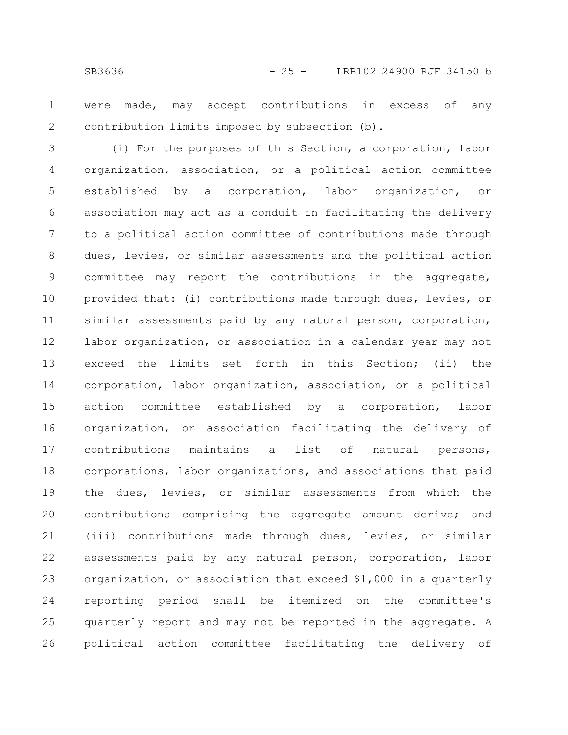were made, may accept contributions in excess of any contribution limits imposed by subsection (b).

(i) For the purposes of this Section, a corporation, labor organization, association, or a political action committee established by a corporation, labor organization, or association may act as a conduit in facilitating the delivery to a political action committee of contributions made through dues, levies, or similar assessments and the political action committee may report the contributions in the aggregate, provided that: (i) contributions made through dues, levies, or similar assessments paid by any natural person, corporation, labor organization, or association in a calendar year may not exceed the limits set forth in this Section; (ii) the corporation, labor organization, association, or a political action committee established by a corporation, labor organization, or association facilitating the delivery of contributions maintains a list of natural persons, corporations, labor organizations, and associations that paid the dues, levies, or similar assessments from which the contributions comprising the aggregate amount derive; and (iii) contributions made through dues, levies, or similar assessments paid by any natural person, corporation, labor organization, or association that exceed $1,000 in a quarterly reporting period shall be itemized on the committee's quarterly report and may not be reported in the aggregate. A political action committee facilitating the delivery of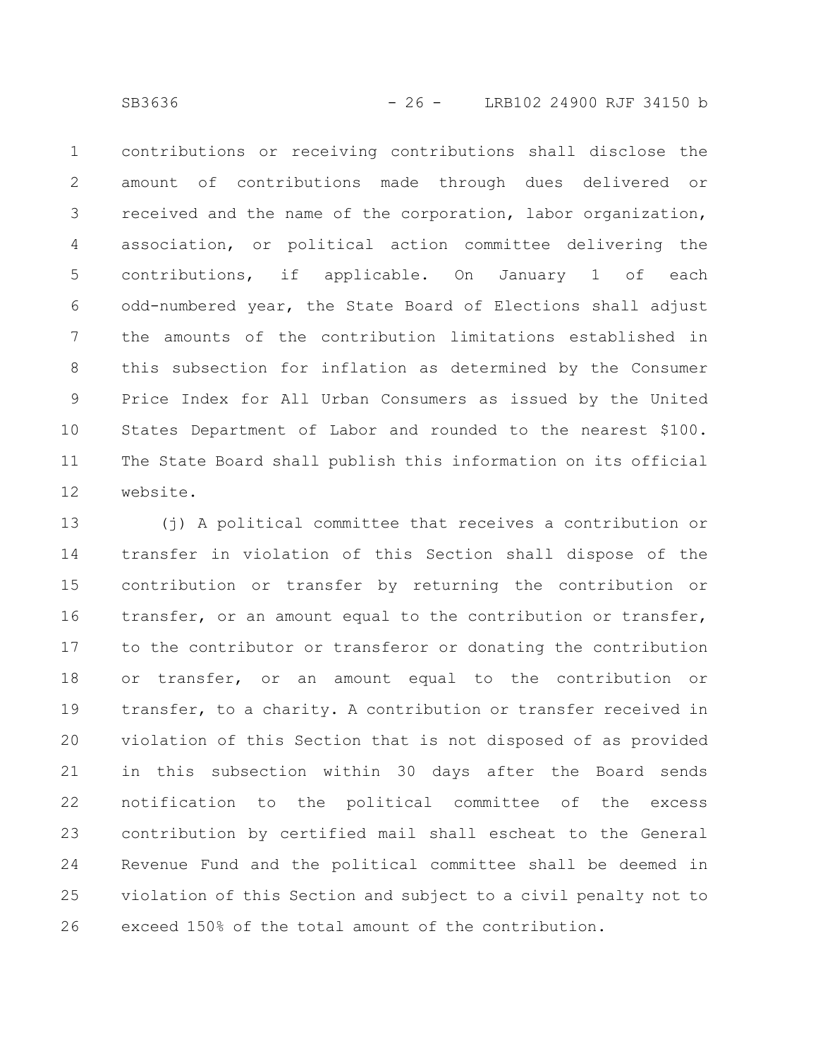contributions or receiving contributions shall disclose the amount of contributions made through dues delivered or received and the name of the corporation, labor organization, association, or political action committee delivering the contributions, if applicable. On January 1 of each odd-numbered year, the State Board of Elections shall adjust the amounts of the contribution limitations established in this subsection for inflation as determined by the Consumer Price Index for All Urban Consumers as issued by the United States Department of Labor and rounded to the nearest $100. The State Board shall publish this information on its official website.

(j) A political committee that receives a contribution or transfer in violation of this Section shall dispose of the contribution or transfer by returning the contribution or transfer, or an amount equal to the contribution or transfer, to the contributor or transferor or donating the contribution or transfer, or an amount equal to the contribution or transfer, to a charity. A contribution or transfer received in violation of this Section that is not disposed of as provided in this subsection within 30 days after the Board sends notification to the political committee of the excess contribution by certified mail shall escheat to the General Revenue Fund and the political committee shall be deemed in violation of this Section and subject to a civil penalty not to exceed 150% of the total amount of the contribution.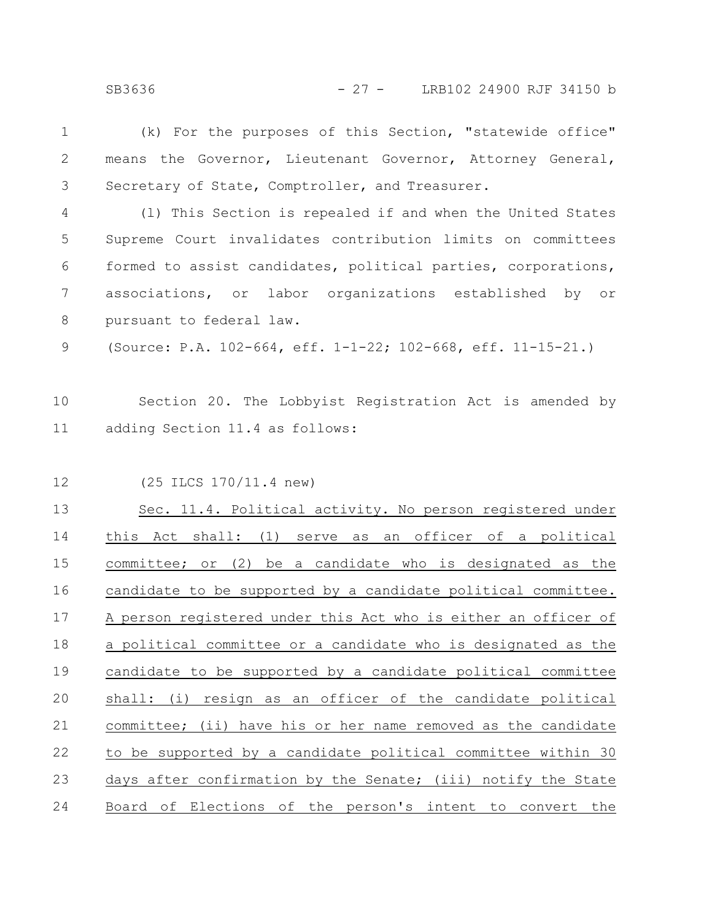(k) For the purposes of this Section, "statewide office" means the Governor, Lieutenant Governor, Attorney General, Secretary of State, Comptroller, and Treasurer.

(l) This Section is repealed if and when the United States Supreme Court invalidates contribution limits on committees formed to assist candidates, political parties, corporations, associations, or labor organizations established by or pursuant to federal law.

(Source: P.A. 102-664, eff. 1-1-22; 102-668, eff. 11-15-21.)

Section 20. The Lobbyist Registration Act is amended by adding Section 11.4 as follows:

(25 ILCS 170/11.4 new)

Sec. 11.4. Political activity. No person registered under this Act shall: (1) serve as an officer of a political committee; or (2) be a candidate who is designated as the candidate to be supported by a candidate political committee. A person registered under this Act who is either an officer of a political committee or a candidate who is designated as the candidate to be supported by a candidate political committee shall: (i) resign as an officer of the candidate political committee; (ii) have his or her name removed as the candidate to be supported by a candidate political committee within 30 days after confirmation by the Senate; (iii) notify the State Board of Elections of the person's intent to convert the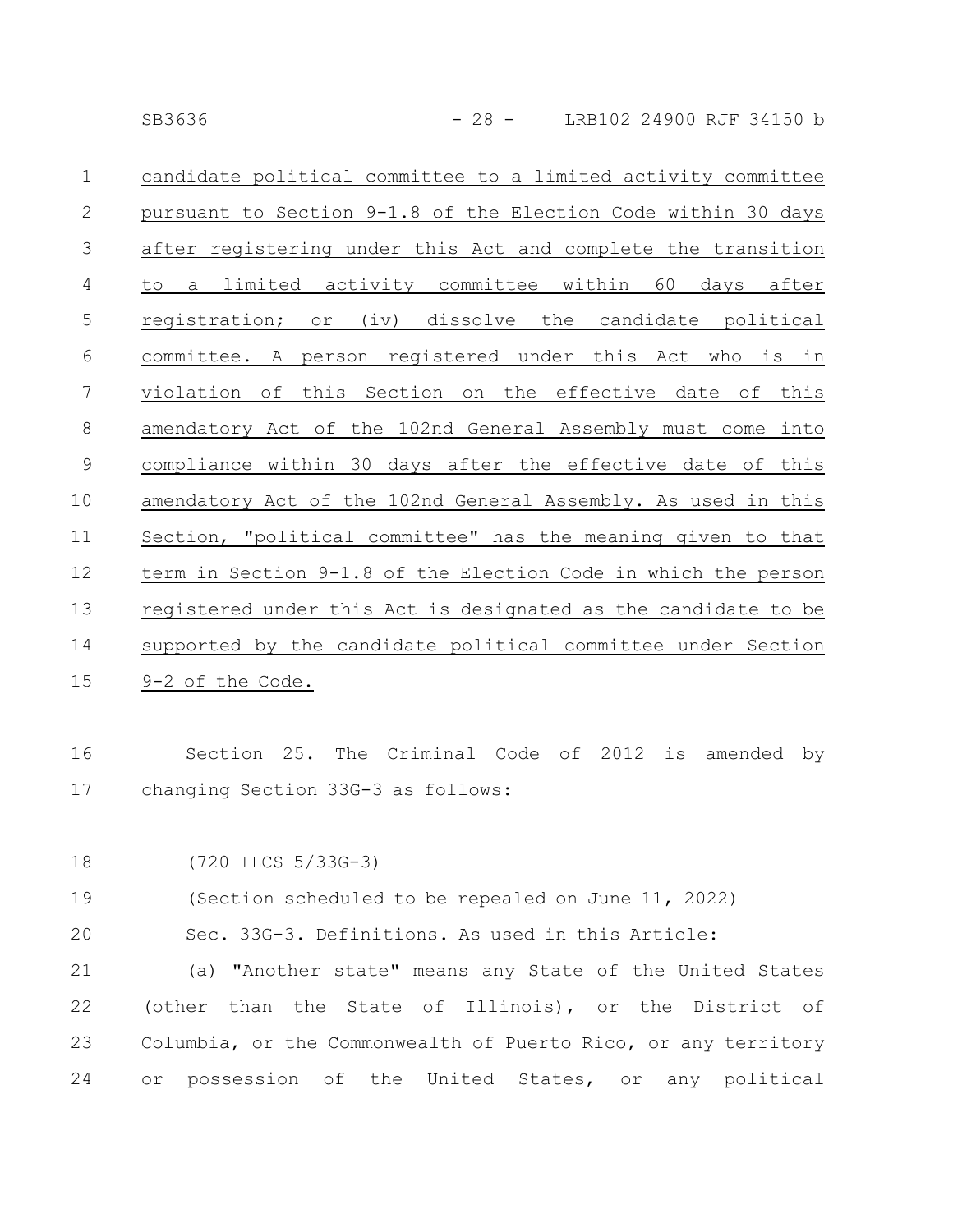candidate political committee to a limited activity committee pursuant to Section 9-1.8 of the Election Code within 30 days after registering under this Act and complete the transition to a limited activity committee within 60 days after registration; or (iv) dissolve the candidate political committee. A person registered under this Act who is in violation of this Section on the effective date of this amendatory Act of the 102nd General Assembly must come into compliance within 30 days after the effective date of this amendatory Act of the 102nd General Assembly. As used in this Section, "political committee" has the meaning given to that term in Section 9-1.8 of the Election Code in which the person registered under this Act is designated as the candidate to be supported by the candidate political committee under Section 9-2 of the Code.

Section 25. The Criminal Code of 2012 is amended by changing Section 33G-3 as follows:

(720 ILCS 5/33G-3)

(Section scheduled to be repealed on June 11, 2022)

Sec. 33G-3. Definitions. As used in this Article:

(a) "Another state" means any State of the United States (other than the State of Illinois), or the District of Columbia, or the Commonwealth of Puerto Rico, or any territory or possession of the United States, or any political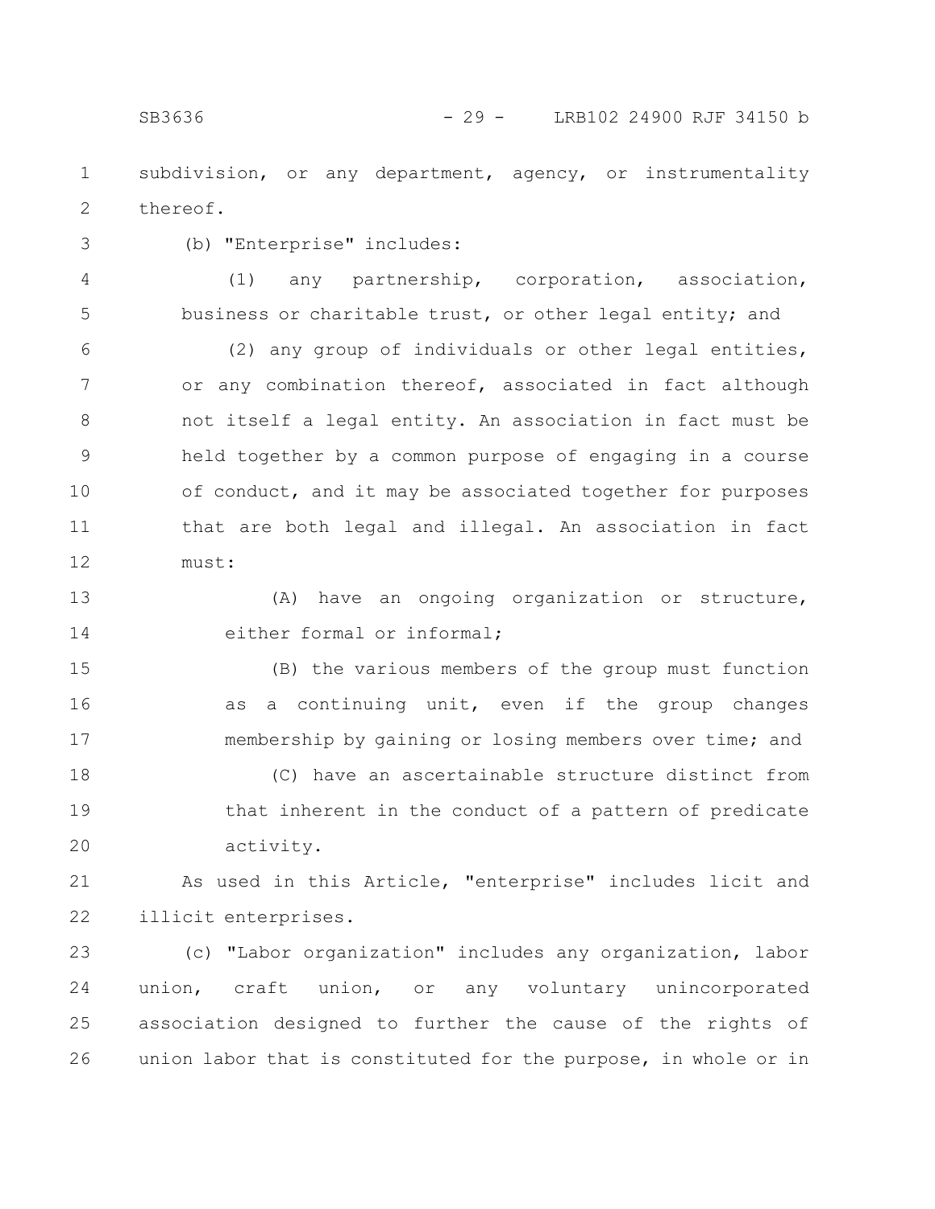subdivision, or any department, agency, or instrumentality thereof.

(b) "Enterprise" includes:

(1) any partnership, corporation, association, business or charitable trust, or other legal entity; and

(2) any group of individuals or other legal entities, or any combination thereof, associated in fact although not itself a legal entity. An association in fact must be held together by a common purpose of engaging in a course of conduct, and it may be associated together for purposes that are both legal and illegal. An association in fact must:

(A) have an ongoing organization or structure, either formal or informal;

(B) the various members of the group must function as a continuing unit, even if the group changes membership by gaining or losing members over time; and

(C) have an ascertainable structure distinct from that inherent in the conduct of a pattern of predicate activity.

As used in this Article, "enterprise" includes licit and illicit enterprises.

(c) "Labor organization" includes any organization, labor union, craft union, or any voluntary unincorporated association designed to further the cause of the rights of union labor that is constituted for the purpose, in whole or in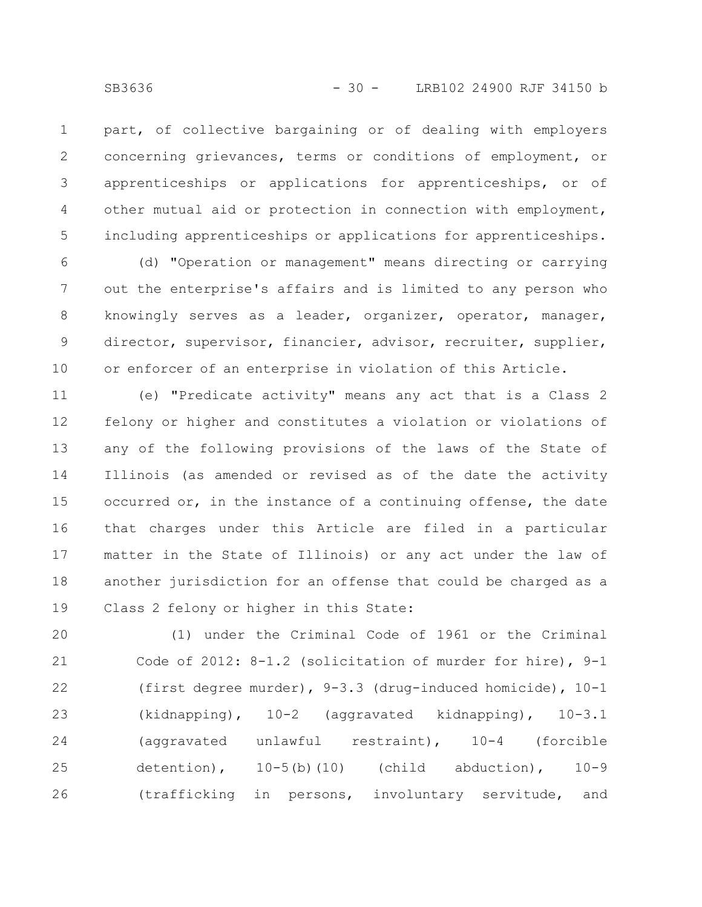part, of collective bargaining or of dealing with employers concerning grievances, terms or conditions of employment, or apprenticeships or applications for apprenticeships, or of other mutual aid or protection in connection with employment, including apprenticeships or applications for apprenticeships.

(d) "Operation or management" means directing or carrying out the enterprise's affairs and is limited to any person who knowingly serves as a leader, organizer, operator, manager, director, supervisor, financier, advisor, recruiter, supplier, or enforcer of an enterprise in violation of this Article.

(e) "Predicate activity" means any act that is a Class 2 felony or higher and constitutes a violation or violations of any of the following provisions of the laws of the State of Illinois (as amended or revised as of the date the activity occurred or, in the instance of a continuing offense, the date that charges under this Article are filed in a particular matter in the State of Illinois) or any act under the law of another jurisdiction for an offense that could be charged as a Class 2 felony or higher in this State:

(1) under the Criminal Code of 1961 or the Criminal Code of 2012: 8-1.2 (solicitation of murder for hire), 9-1 (first degree murder), 9-3.3 (drug-induced homicide), 10-1 (kidnapping), 10-2 (aggravated kidnapping), 10-3.1 (aggravated unlawful restraint), 10-4 (forcible detention), 10-5(b)(10) (child abduction), 10-9 (trafficking in persons, involuntary servitude, and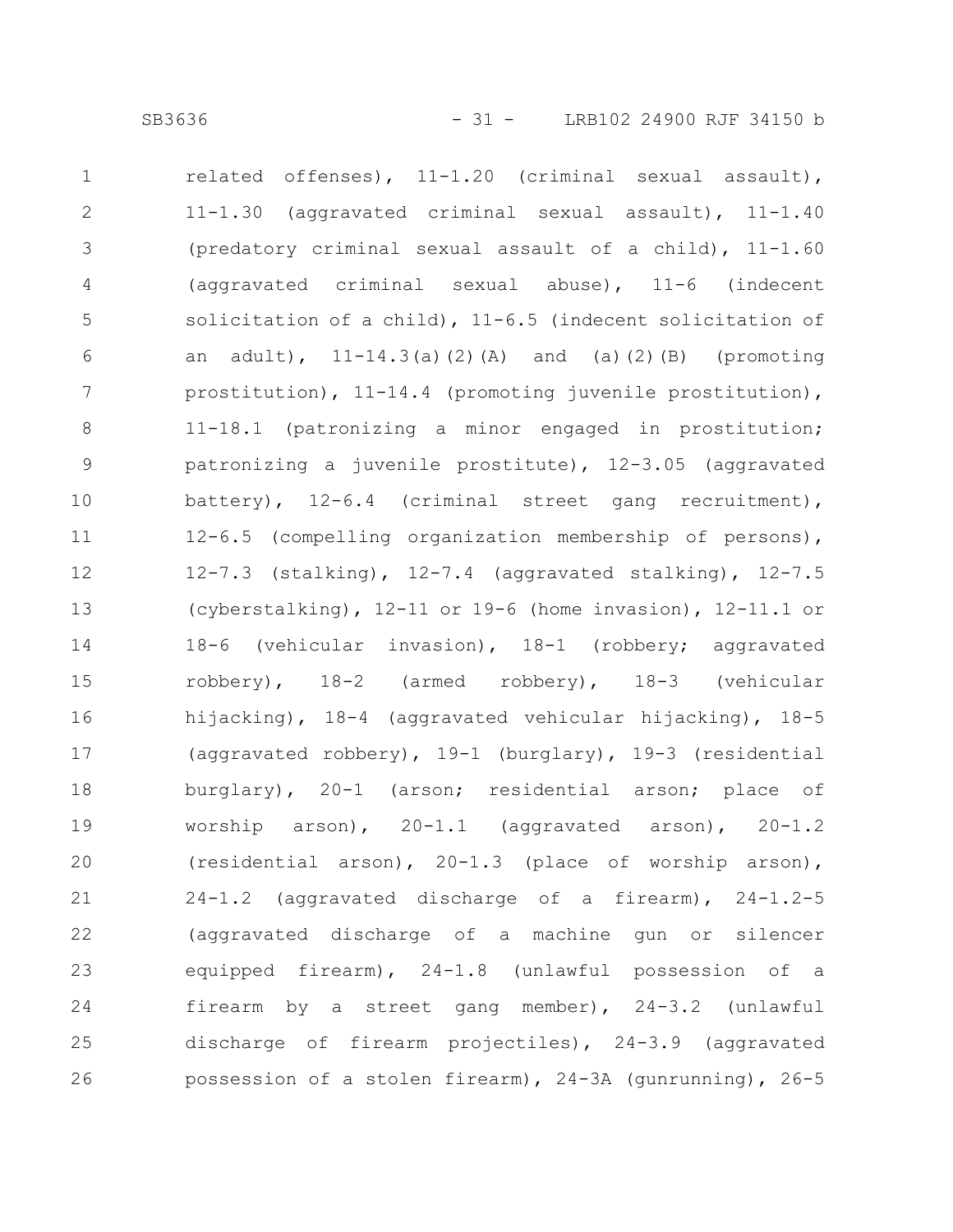related offenses), 11-1.20 (criminal sexual assault), 11-1.30 (aggravated criminal sexual assault), 11-1.40 (predatory criminal sexual assault of a child), 11-1.60 (aggravated criminal sexual abuse), 11-6 (indecent solicitation of a child), 11-6.5 (indecent solicitation of an adult), 11-14.3(a)(2)(A) and (a)(2)(B) (promoting prostitution), 11-14.4 (promoting juvenile prostitution), 11-18.1 (patronizing a minor engaged in prostitution; patronizing a juvenile prostitute), 12-3.05 (aggravated battery), 12-6.4 (criminal street gang recruitment), 12-6.5 (compelling organization membership of persons), 12-7.3 (stalking), 12-7.4 (aggravated stalking), 12-7.5 (cyberstalking), 12-11 or 19-6 (home invasion), 12-11.1 or 18-6 (vehicular invasion), 18-1 (robbery; aggravated robbery), 18-2 (armed robbery), 18-3 (vehicular hijacking), 18-4 (aggravated vehicular hijacking), 18-5 (aggravated robbery), 19-1 (burglary), 19-3 (residential burglary), 20-1 (arson; residential arson; place of worship arson), 20-1.1 (aggravated arson), 20-1.2 (residential arson), 20-1.3 (place of worship arson), 24-1.2 (aggravated discharge of a firearm), 24-1.2-5 (aggravated discharge of a machine gun or silencer equipped firearm), 24-1.8 (unlawful possession of a firearm by a street gang member), 24-3.2 (unlawful discharge of firearm projectiles), 24-3.9 (aggravated possession of a stolen firearm), 24-3A (gunrunning), 26-5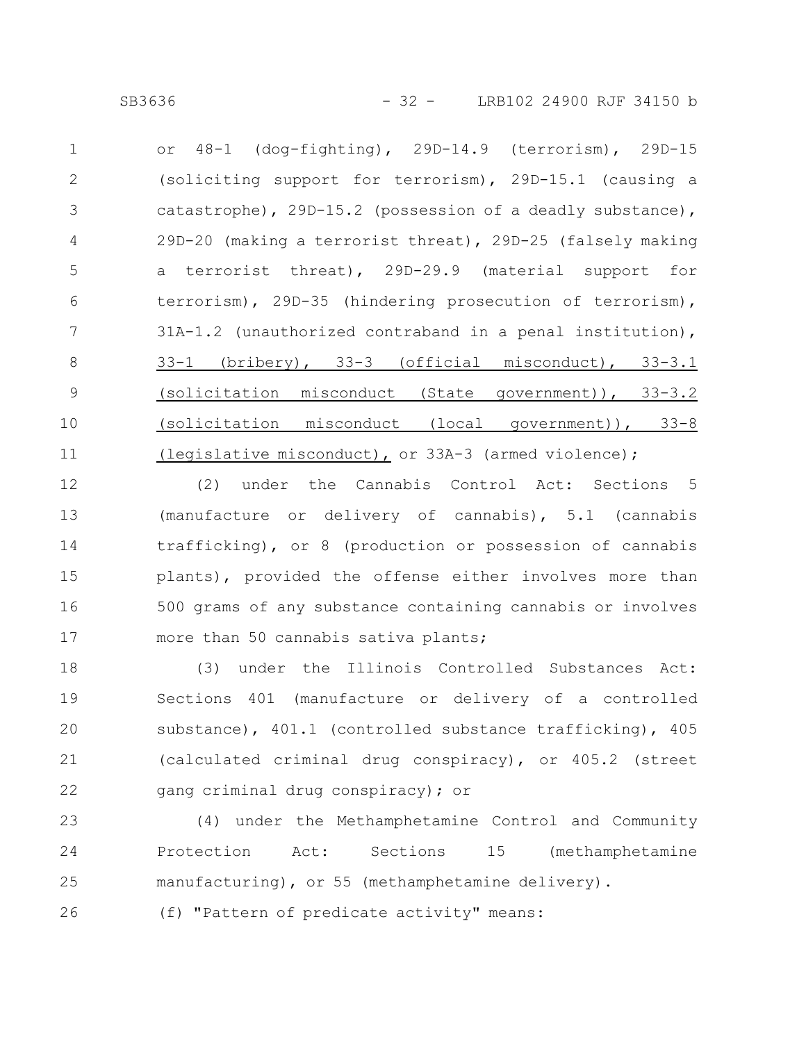or 48-1 (dog-fighting), 29D-14.9 (terrorism), 29D-15 (soliciting support for terrorism), 29D-15.1 (causing a catastrophe), 29D-15.2 (possession of a deadly substance), 29D-20 (making a terrorist threat), 29D-25 (falsely making a terrorist threat), 29D-29.9 (material support for terrorism), 29D-35 (hindering prosecution of terrorism), 31A-1.2 (unauthorized contraband in a penal institution), <u>33-1 (bribery), 33-3 (official misconduct), 33-3.1 (solicitation misconduct (State government)), 33-3.2 (solicitation misconduct (local government)), 33-8 (legislative misconduct),</u> or 33A-3 (armed violence);

(2) under the Cannabis Control Act: Sections 5 (manufacture or delivery of cannabis), 5.1 (cannabis trafficking), or 8 (production or possession of cannabis plants), provided the offense either involves more than 500 grams of any substance containing cannabis or involves more than 50 cannabis sativa plants;

(3) under the Illinois Controlled Substances Act: Sections 401 (manufacture or delivery of a controlled substance), 401.1 (controlled substance trafficking), 405 (calculated criminal drug conspiracy), or 405.2 (street gang criminal drug conspiracy); or

(4) under the Methamphetamine Control and Community Protection Act: Sections 15 (methamphetamine manufacturing), or 55 (methamphetamine delivery).

(f) "Pattern of predicate activity" means: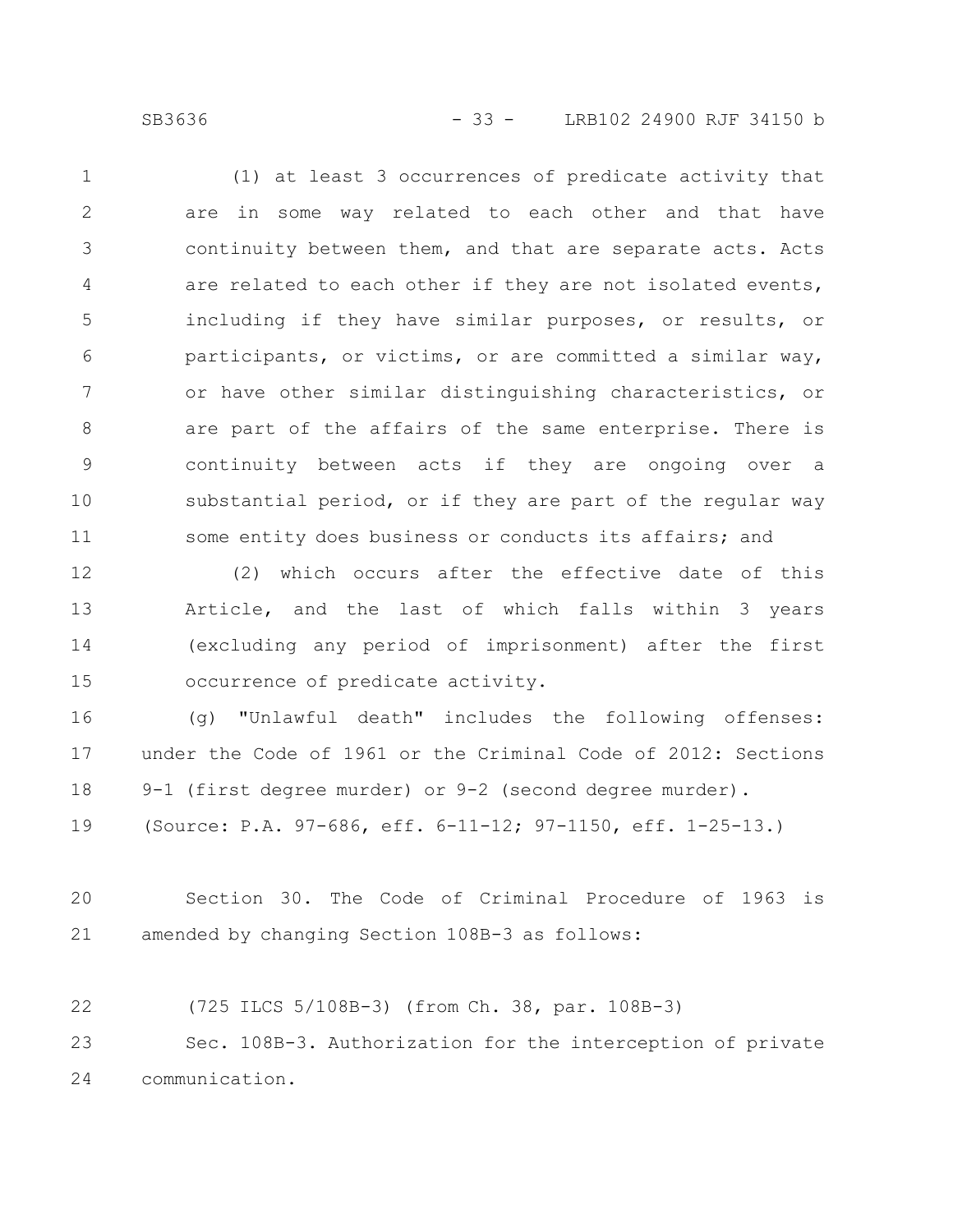(1) at least 3 occurrences of predicate activity that are in some way related to each other and that have continuity between them, and that are separate acts. Acts are related to each other if they are not isolated events, including if they have similar purposes, or results, or participants, or victims, or are committed a similar way, or have other similar distinguishing characteristics, or are part of the affairs of the same enterprise. There is continuity between acts if they are ongoing over a substantial period, or if they are part of the regular way some entity does business or conducts its affairs; and

(2) which occurs after the effective date of this Article, and the last of which falls within 3 years (excluding any period of imprisonment) after the first occurrence of predicate activity.

(g) "Unlawful death" includes the following offenses: under the Code of 1961 or the Criminal Code of 2012: Sections 9-1 (first degree murder) or 9-2 (second degree murder).

(Source: P.A. 97-686, eff. 6-11-12; 97-1150, eff. 1-25-13.)

Section 30. The Code of Criminal Procedure of 1963 is amended by changing Section 108B-3 as follows:

(725 ILCS 5/108B-3) (from Ch. 38, par. 108B-3)

Sec. 108B-3. Authorization for the interception of private communication.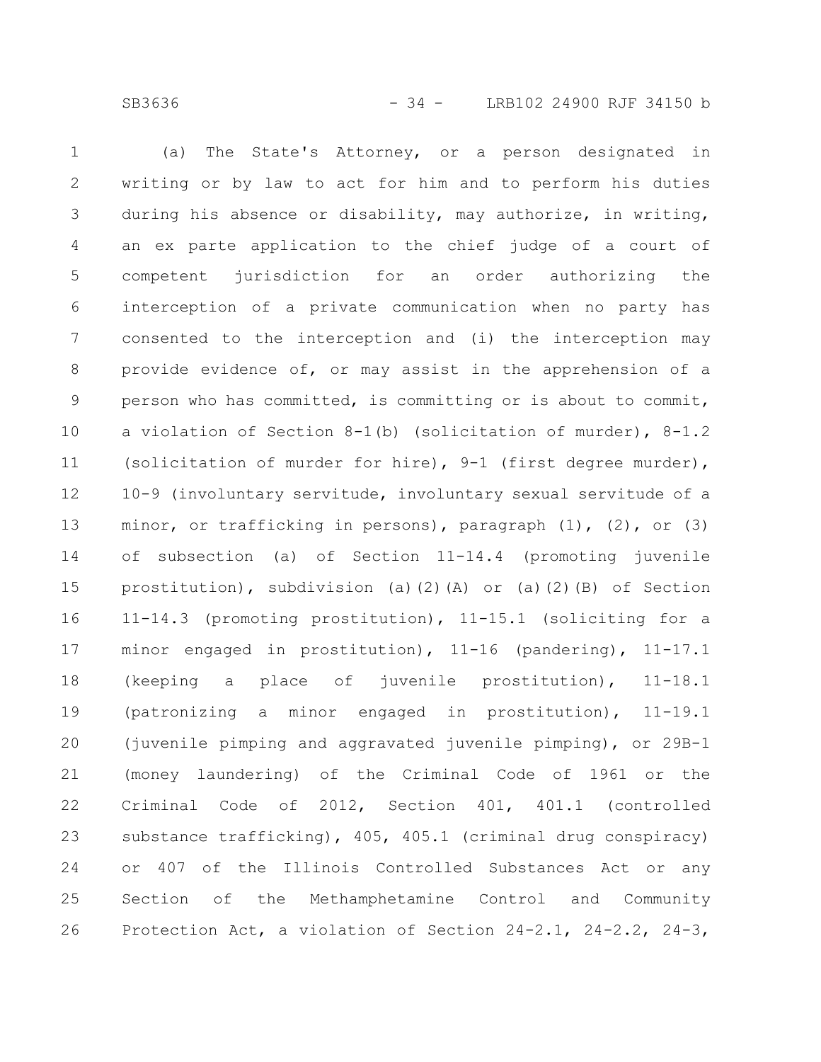(a) The State's Attorney, or a person designated in writing or by law to act for him and to perform his duties during his absence or disability, may authorize, in writing, an ex parte application to the chief judge of a court of competent jurisdiction for an order authorizing the interception of a private communication when no party has consented to the interception and (i) the interception may provide evidence of, or may assist in the apprehension of a person who has committed, is committing or is about to commit, a violation of Section 8-1(b) (solicitation of murder), 8-1.2 (solicitation of murder for hire), 9-1 (first degree murder), 10-9 (involuntary servitude, involuntary sexual servitude of a minor, or trafficking in persons), paragraph (1), (2), or (3) of subsection (a) of Section 11-14.4 (promoting juvenile prostitution), subdivision (a)(2)(A) or (a)(2)(B) of Section 11-14.3 (promoting prostitution), 11-15.1 (soliciting for a minor engaged in prostitution), 11-16 (pandering), 11-17.1 (keeping a place of juvenile prostitution), 11-18.1 (patronizing a minor engaged in prostitution), 11-19.1 (juvenile pimping and aggravated juvenile pimping), or 29B-1 (money laundering) of the Criminal Code of 1961 or the Criminal Code of 2012, Section 401, 401.1 (controlled substance trafficking), 405, 405.1 (criminal drug conspiracy) or 407 of the Illinois Controlled Substances Act or any Section of the Methamphetamine Control and Community Protection Act, a violation of Section 24-2.1, 24-2.2, 24-3,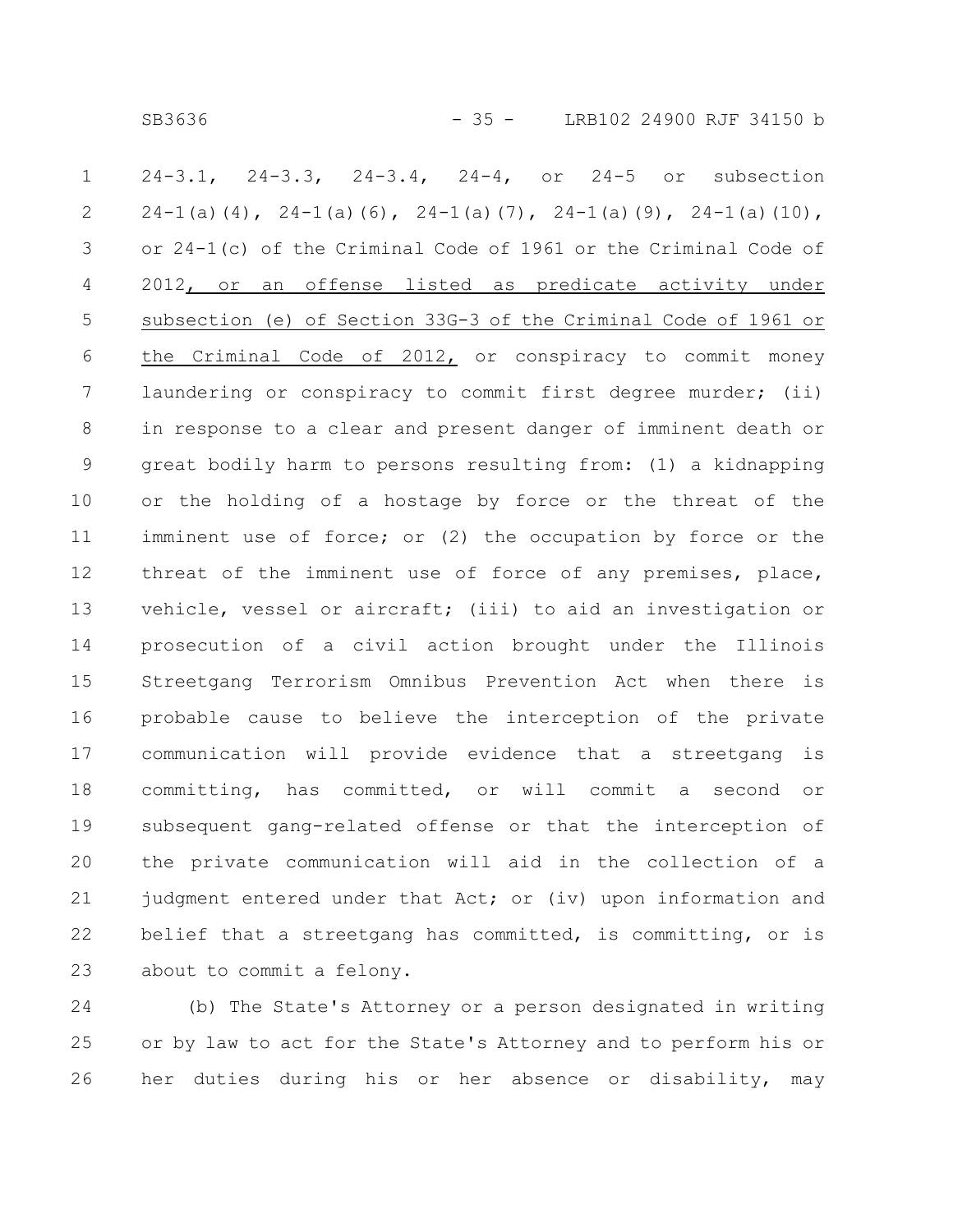24-3.1, 24-3.3, 24-3.4, 24-4, or 24-5 or subsection 24-1(a)(4), 24-1(a)(6), 24-1(a)(7), 24-1(a)(9), 24-1(a)(10), or 24-1(c) of the Criminal Code of 1961 or the Criminal Code of 2012, or an offense listed as predicate activity under subsection (e) of Section 33G-3 of the Criminal Code of 1961 or the Criminal Code of 2012, or conspiracy to commit money laundering or conspiracy to commit first degree murder; (ii) in response to a clear and present danger of imminent death or great bodily harm to persons resulting from: (1) a kidnapping or the holding of a hostage by force or the threat of the imminent use of force; or (2) the occupation by force or the threat of the imminent use of force of any premises, place, vehicle, vessel or aircraft; (iii) to aid an investigation or prosecution of a civil action brought under the Illinois Streetgang Terrorism Omnibus Prevention Act when there is probable cause to believe the interception of the private communication will provide evidence that a streetgang is committing, has committed, or will commit a second or subsequent gang-related offense or that the interception of the private communication will aid in the collection of a judgment entered under that Act; or (iv) upon information and belief that a streetgang has committed, is committing, or is about to commit a felony.

(b) The State's Attorney or a person designated in writing or by law to act for the State's Attorney and to perform his or her duties during his or her absence or disability, may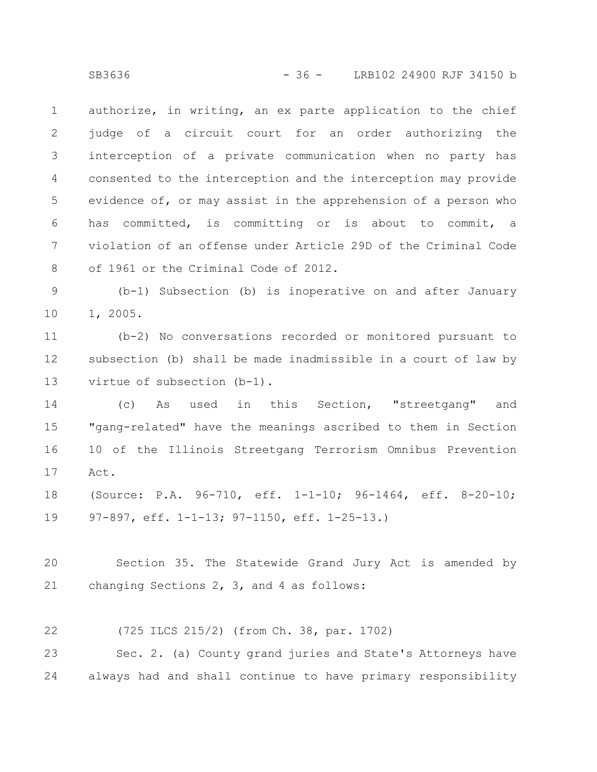authorize, in writing, an ex parte application to the chief judge of a circuit court for an order authorizing the interception of a private communication when no party has consented to the interception and the interception may provide evidence of, or may assist in the apprehension of a person who has committed, is committing or is about to commit, a violation of an offense under Article 29D of the Criminal Code of 1961 or the Criminal Code of 2012.

(b-1) Subsection (b) is inoperative on and after January 1, 2005.

(b-2) No conversations recorded or monitored pursuant to subsection (b) shall be made inadmissible in a court of law by virtue of subsection (b-1).

(c) As used in this Section, "streetgang" and "gang-related" have the meanings ascribed to them in Section 10 of the Illinois Streetgang Terrorism Omnibus Prevention Act.

(Source: P.A. 96-710, eff. 1-1-10; 96-1464, eff. 8-20-10; 97-897, eff. 1-1-13; 97-1150, eff. 1-25-13.)

Section 35. The Statewide Grand Jury Act is amended by changing Sections 2, 3, and 4 as follows:

(725 ILCS 215/2) (from Ch. 38, par. 1702)

Sec. 2. (a) County grand juries and State's Attorneys have always had and shall continue to have primary responsibility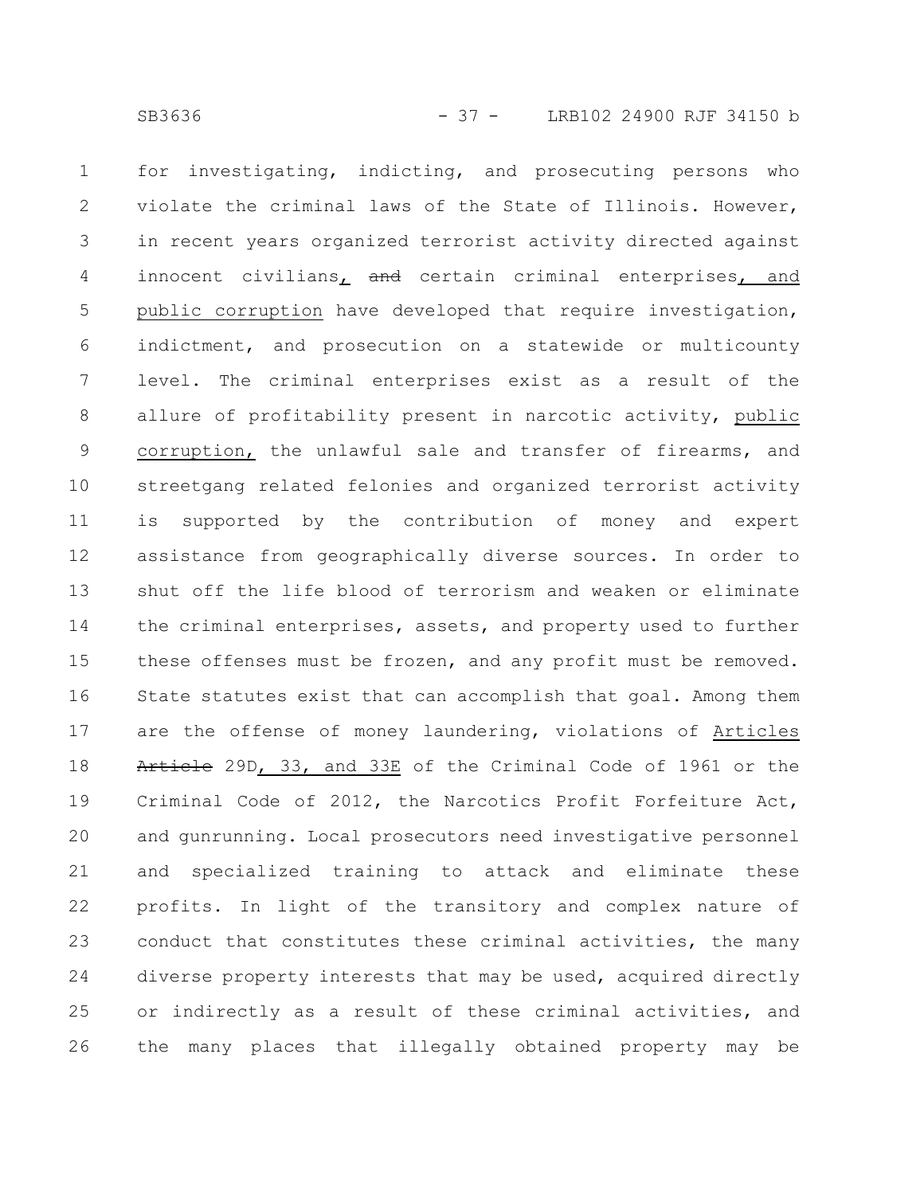for investigating, indicting, and prosecuting persons who violate the criminal laws of the State of Illinois. However, in recent years organized terrorist activity directed against innocent civilians, ~~and~~ certain criminal enterprises, and public corruption have developed that require investigation, indictment, and prosecution on a statewide or multicounty level. The criminal enterprises exist as a result of the allure of profitability present in narcotic activity, public corruption, the unlawful sale and transfer of firearms, and streetgang related felonies and organized terrorist activity is supported by the contribution of money and expert assistance from geographically diverse sources. In order to shut off the life blood of terrorism and weaken or eliminate the criminal enterprises, assets, and property used to further these offenses must be frozen, and any profit must be removed. State statutes exist that can accomplish that goal. Among them are the offense of money laundering, violations of Articles ~~Article~~ 29D, 33, and 33E of the Criminal Code of 1961 or the Criminal Code of 2012, the Narcotics Profit Forfeiture Act, and gunrunning. Local prosecutors need investigative personnel and specialized training to attack and eliminate these profits. In light of the transitory and complex nature of conduct that constitutes these criminal activities, the many diverse property interests that may be used, acquired directly or indirectly as a result of these criminal activities, and the many places that illegally obtained property may be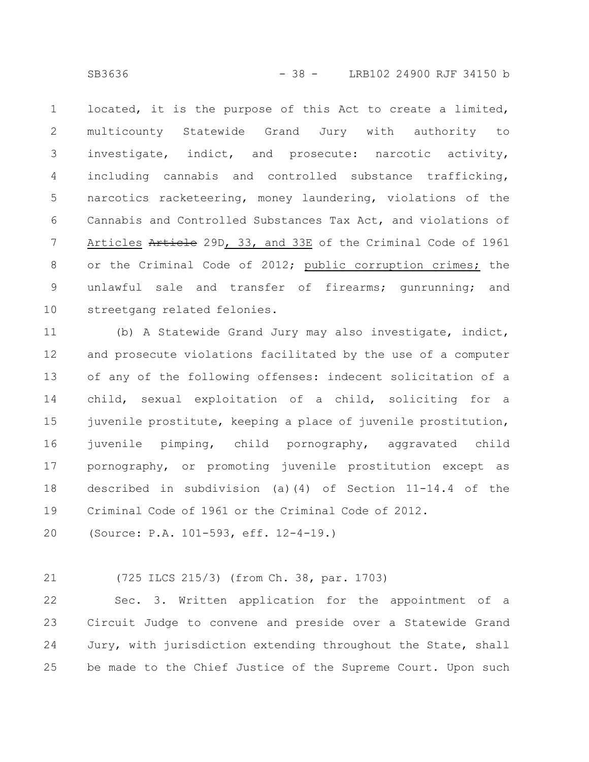located, it is the purpose of this Act to create a limited, multicounty Statewide Grand Jury with authority to investigate, indict, and prosecute: narcotic activity, including cannabis and controlled substance trafficking, narcotics racketeering, money laundering, violations of the Cannabis and Controlled Substances Tax Act, and violations of Articles ~~Article~~ 29D, 33, and 33E of the Criminal Code of 1961 or the Criminal Code of 2012; public corruption crimes; the unlawful sale and transfer of firearms; gunrunning; and streetgang related felonies.

(b) A Statewide Grand Jury may also investigate, indict, and prosecute violations facilitated by the use of a computer of any of the following offenses: indecent solicitation of a child, sexual exploitation of a child, soliciting for a juvenile prostitute, keeping a place of juvenile prostitution, juvenile pimping, child pornography, aggravated child pornography, or promoting juvenile prostitution except as described in subdivision (a)(4) of Section 11-14.4 of the Criminal Code of 1961 or the Criminal Code of 2012.

(Source: P.A. 101-593, eff. 12-4-19.)

(725 ILCS 215/3) (from Ch. 38, par. 1703)

Sec. 3. Written application for the appointment of a Circuit Judge to convene and preside over a Statewide Grand Jury, with jurisdiction extending throughout the State, shall be made to the Chief Justice of the Supreme Court. Upon such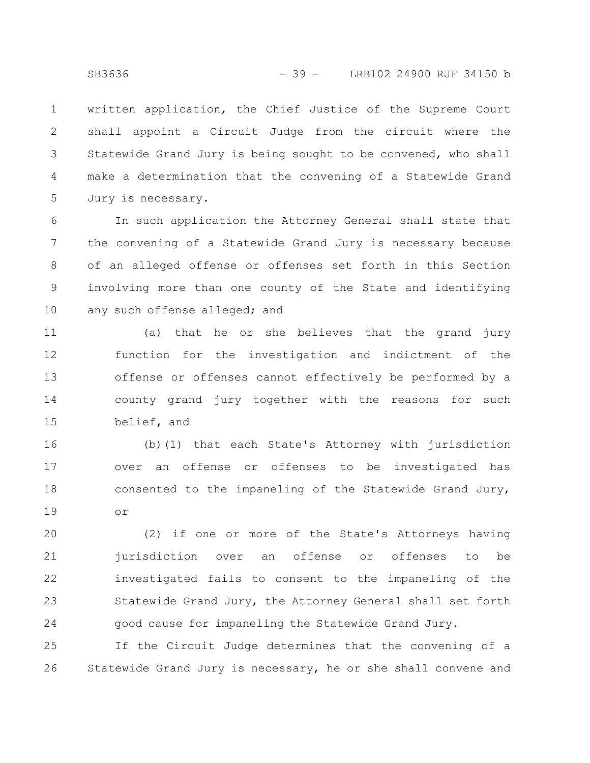written application, the Chief Justice of the Supreme Court shall appoint a Circuit Judge from the circuit where the Statewide Grand Jury is being sought to be convened, who shall make a determination that the convening of a Statewide Grand Jury is necessary.

In such application the Attorney General shall state that the convening of a Statewide Grand Jury is necessary because of an alleged offense or offenses set forth in this Section involving more than one county of the State and identifying any such offense alleged; and

(a) that he or she believes that the grand jury function for the investigation and indictment of the offense or offenses cannot effectively be performed by a county grand jury together with the reasons for such belief, and

(b)(1) that each State's Attorney with jurisdiction over an offense or offenses to be investigated has consented to the impaneling of the Statewide Grand Jury, or

(2) if one or more of the State's Attorneys having jurisdiction over an offense or offenses to be investigated fails to consent to the impaneling of the Statewide Grand Jury, the Attorney General shall set forth good cause for impaneling the Statewide Grand Jury.

If the Circuit Judge determines that the convening of a Statewide Grand Jury is necessary, he or she shall convene and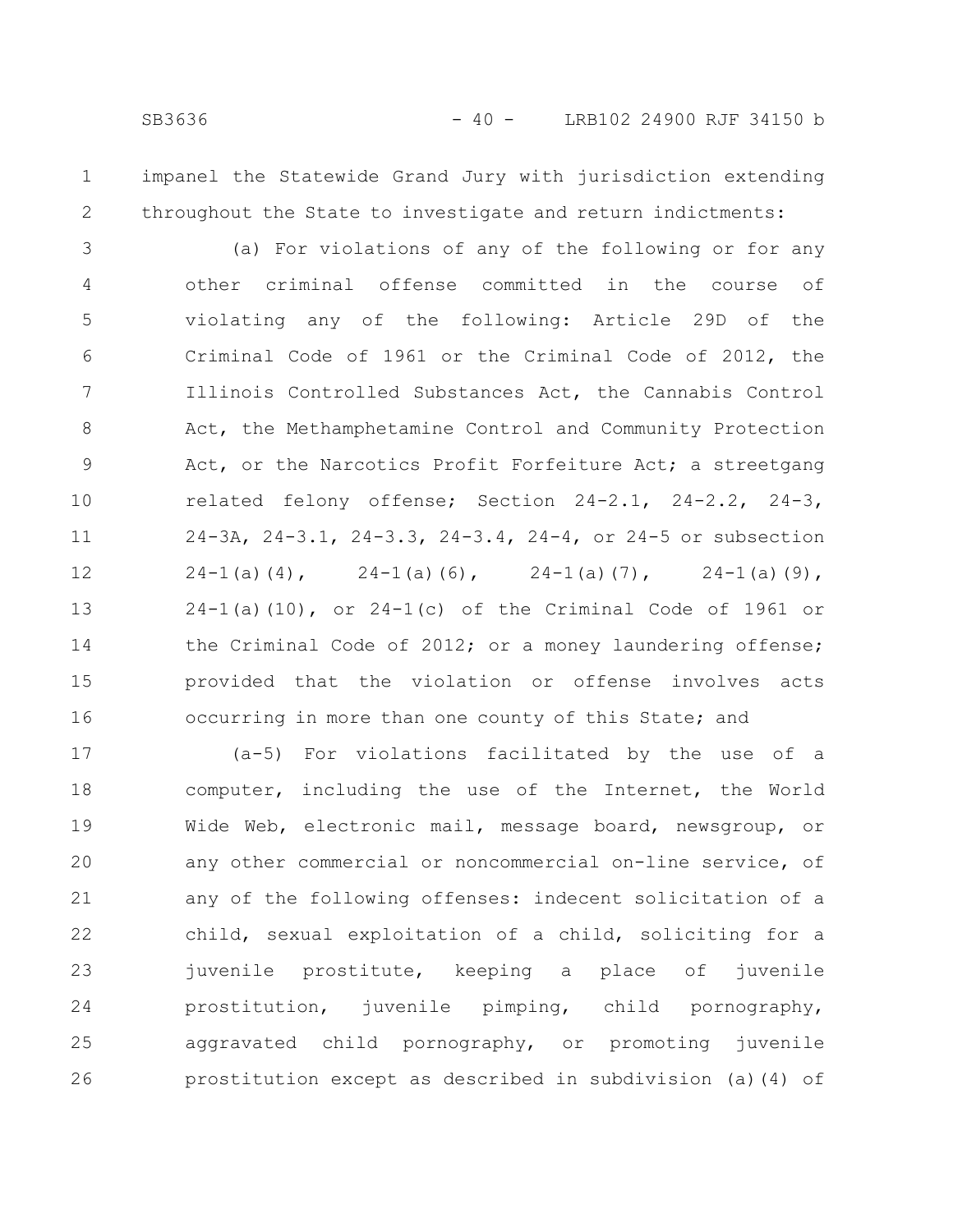impanel the Statewide Grand Jury with jurisdiction extending throughout the State to investigate and return indictments:

(a) For violations of any of the following or for any other criminal offense committed in the course of violating any of the following: Article 29D of the Criminal Code of 1961 or the Criminal Code of 2012, the Illinois Controlled Substances Act, the Cannabis Control Act, the Methamphetamine Control and Community Protection Act, or the Narcotics Profit Forfeiture Act; a streetgang related felony offense; Section 24-2.1, 24-2.2, 24-3, 24-3A, 24-3.1, 24-3.3, 24-3.4, 24-4, or 24-5 or subsection 24-1(a)(4), 24-1(a)(6), 24-1(a)(7), 24-1(a)(9), 24-1(a)(10), or 24-1(c) of the Criminal Code of 1961 or the Criminal Code of 2012; or a money laundering offense; provided that the violation or offense involves acts occurring in more than one county of this State; and

(a-5) For violations facilitated by the use of a computer, including the use of the Internet, the World Wide Web, electronic mail, message board, newsgroup, or any other commercial or noncommercial on-line service, of any of the following offenses: indecent solicitation of a child, sexual exploitation of a child, soliciting for a juvenile prostitute, keeping a place of juvenile prostitution, juvenile pimping, child pornography, aggravated child pornography, or promoting juvenile prostitution except as described in subdivision (a)(4) of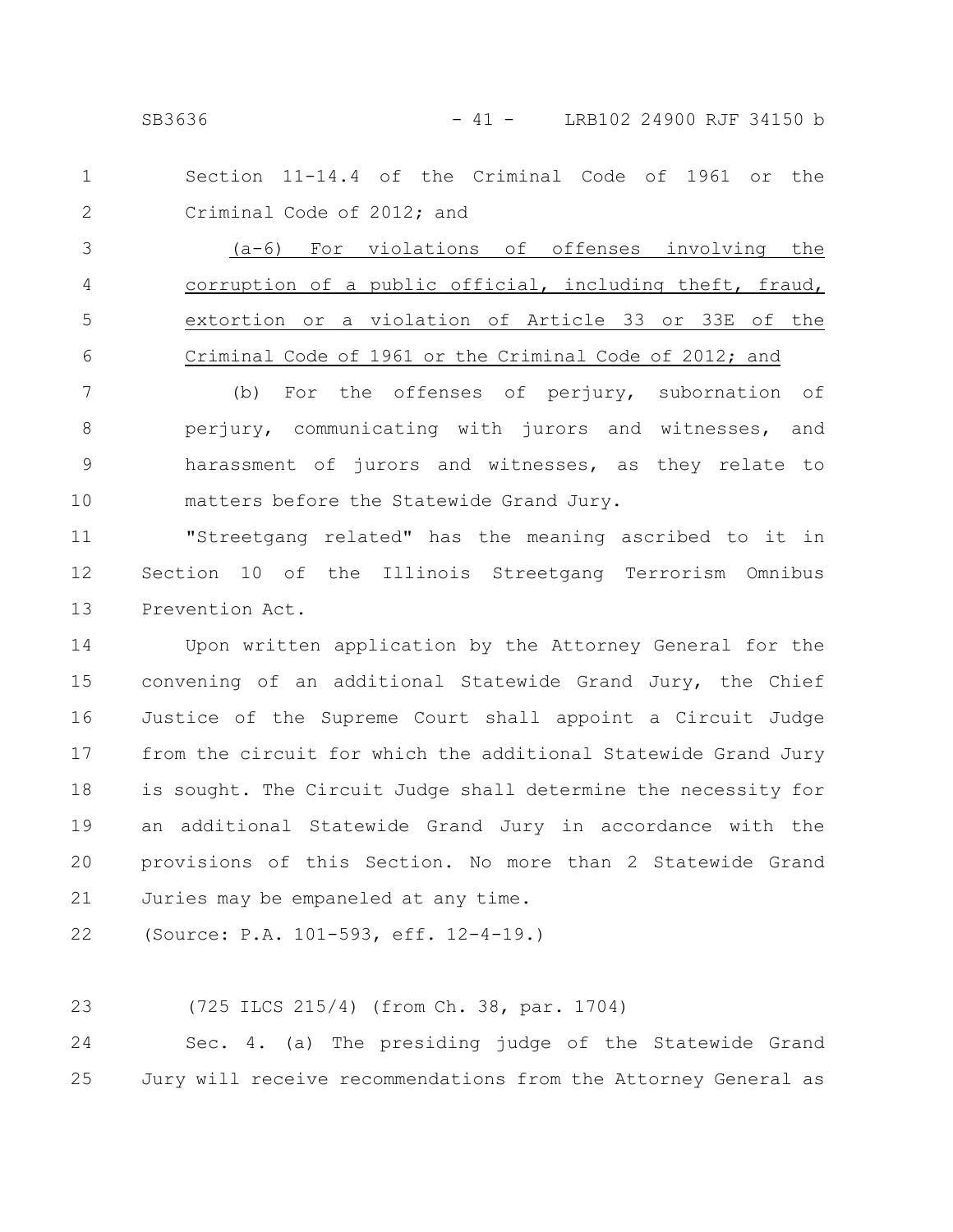Section 11-14.4 of the Criminal Code of 1961 or the Criminal Code of 2012; and

<u>(a-6) For violations of offenses involving the corruption of a public official, including theft, fraud, extortion or a violation of Article 33 or 33E of the Criminal Code of 1961 or the Criminal Code of 2012; and</u>

(b) For the offenses of perjury, subornation of perjury, communicating with jurors and witnesses, and harassment of jurors and witnesses, as they relate to matters before the Statewide Grand Jury.

"Streetgang related" has the meaning ascribed to it in Section 10 of the Illinois Streetgang Terrorism Omnibus Prevention Act.

Upon written application by the Attorney General for the convening of an additional Statewide Grand Jury, the Chief Justice of the Supreme Court shall appoint a Circuit Judge from the circuit for which the additional Statewide Grand Jury is sought. The Circuit Judge shall determine the necessity for an additional Statewide Grand Jury in accordance with the provisions of this Section. No more than 2 Statewide Grand Juries may be empaneled at any time.

(Source: P.A. 101-593, eff. 12-4-19.)

(725 ILCS 215/4) (from Ch. 38, par. 1704)

Sec. 4. (a) The presiding judge of the Statewide Grand Jury will receive recommendations from the Attorney General as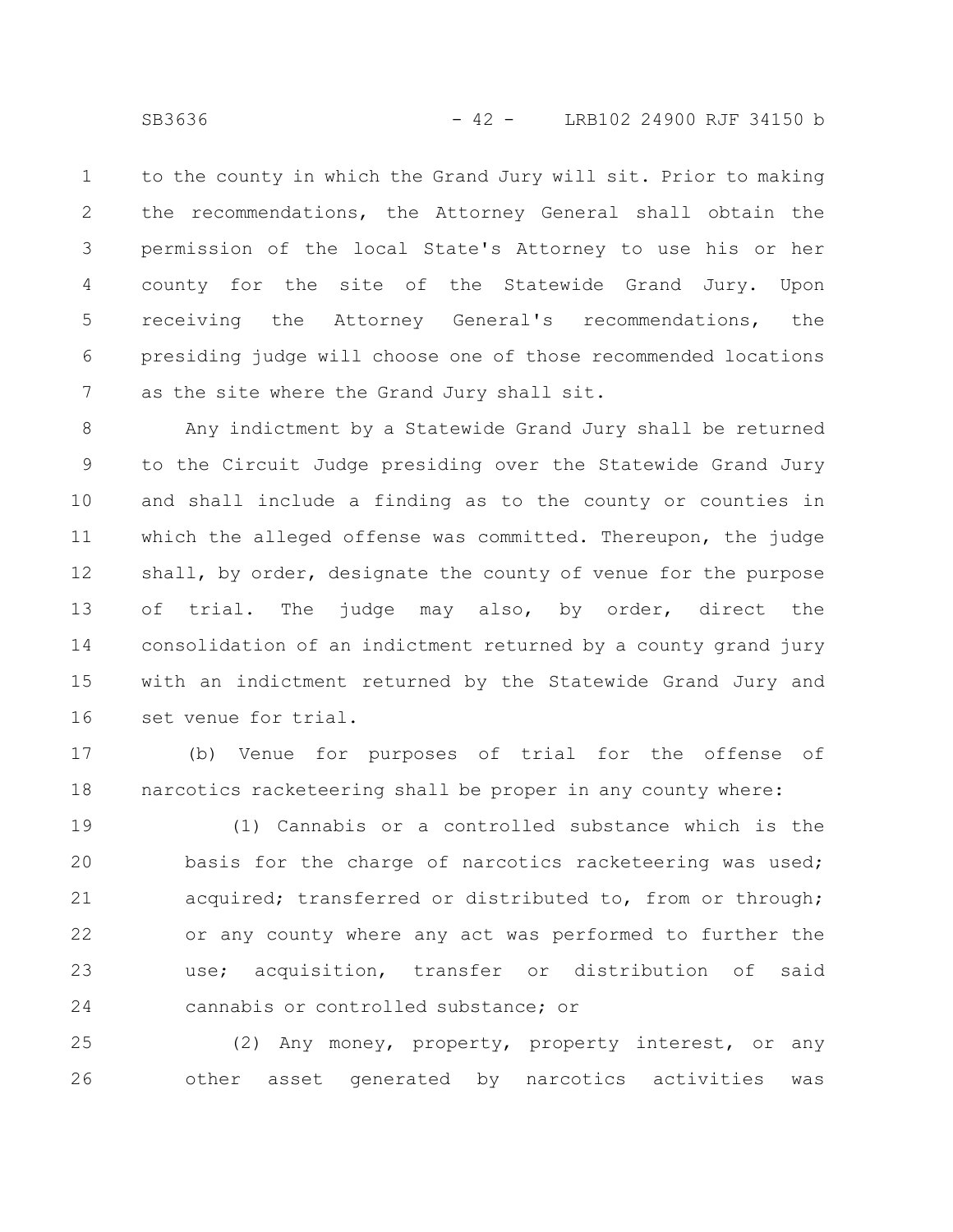to the county in which the Grand Jury will sit. Prior to making the recommendations, the Attorney General shall obtain the permission of the local State's Attorney to use his or her county for the site of the Statewide Grand Jury. Upon receiving the Attorney General's recommendations, the presiding judge will choose one of those recommended locations as the site where the Grand Jury shall sit.

Any indictment by a Statewide Grand Jury shall be returned to the Circuit Judge presiding over the Statewide Grand Jury and shall include a finding as to the county or counties in which the alleged offense was committed. Thereupon, the judge shall, by order, designate the county of venue for the purpose of trial. The judge may also, by order, direct the consolidation of an indictment returned by a county grand jury with an indictment returned by the Statewide Grand Jury and set venue for trial.

(b) Venue for purposes of trial for the offense of narcotics racketeering shall be proper in any county where:

(1) Cannabis or a controlled substance which is the basis for the charge of narcotics racketeering was used; acquired; transferred or distributed to, from or through; or any county where any act was performed to further the use; acquisition, transfer or distribution of said cannabis or controlled substance; or

(2) Any money, property, property interest, or any other asset generated by narcotics activities was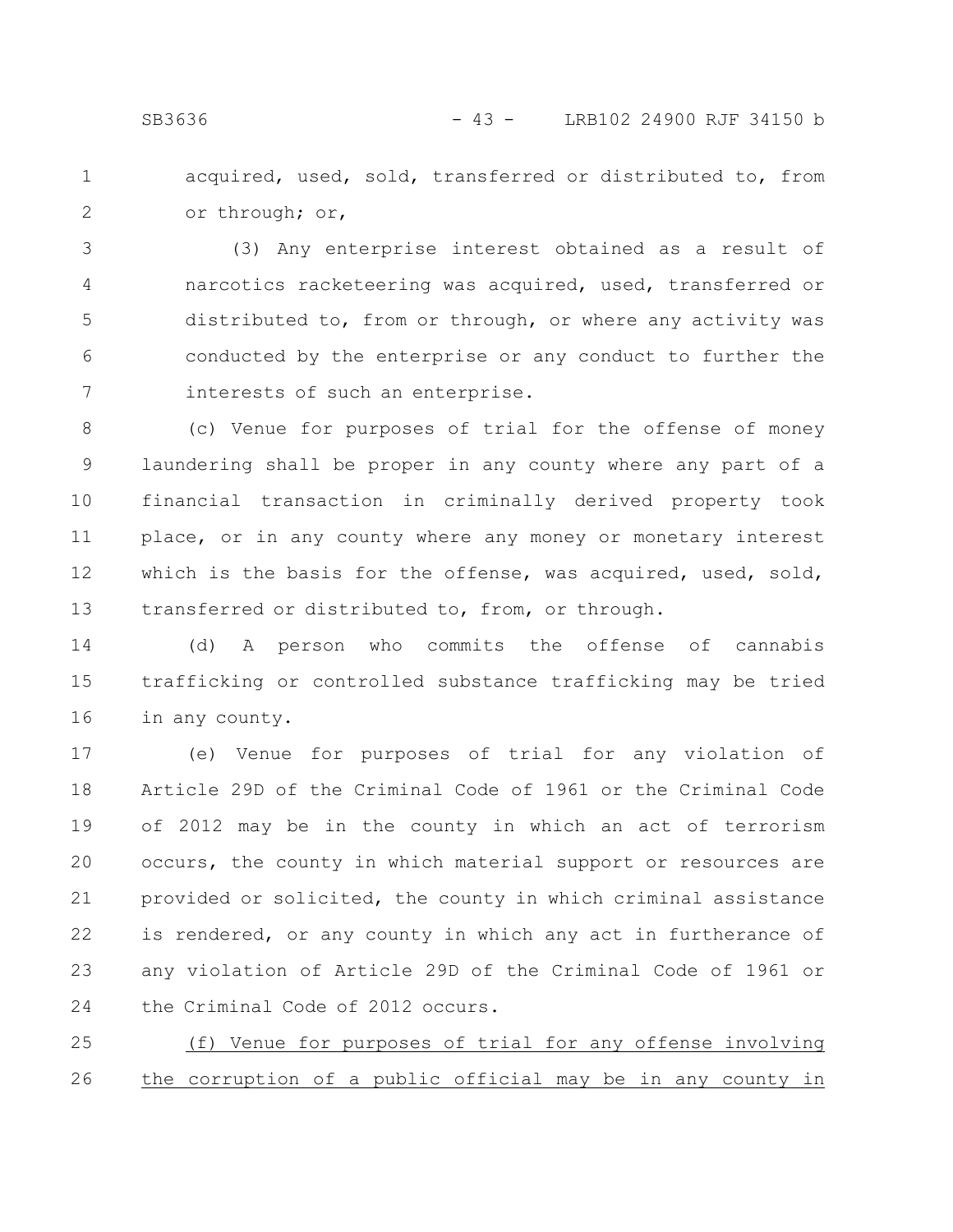acquired, used, sold, transferred or distributed to, from or through; or,

(3) Any enterprise interest obtained as a result of narcotics racketeering was acquired, used, transferred or distributed to, from or through, or where any activity was conducted by the enterprise or any conduct to further the interests of such an enterprise.

(c) Venue for purposes of trial for the offense of money laundering shall be proper in any county where any part of a financial transaction in criminally derived property took place, or in any county where any money or monetary interest which is the basis for the offense, was acquired, used, sold, transferred or distributed to, from, or through.

(d) A person who commits the offense of cannabis trafficking or controlled substance trafficking may be tried in any county.

(e) Venue for purposes of trial for any violation of Article 29D of the Criminal Code of 1961 or the Criminal Code of 2012 may be in the county in which an act of terrorism occurs, the county in which material support or resources are provided or solicited, the county in which criminal assistance is rendered, or any county in which any act in furtherance of any violation of Article 29D of the Criminal Code of 1961 or the Criminal Code of 2012 occurs.

<u>(f) Venue for purposes of trial for any offense involving the corruption of a public official may be in any county in</u>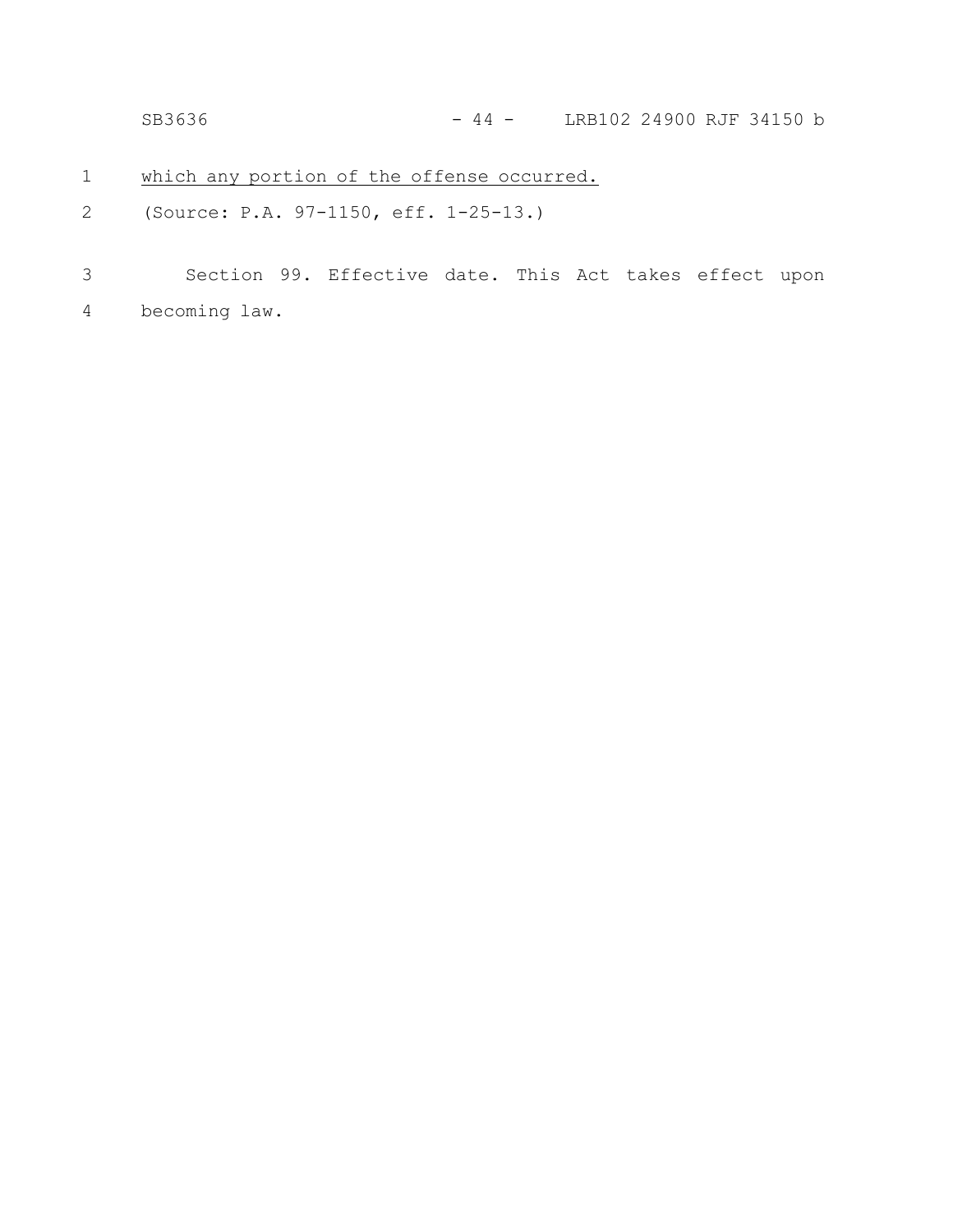which any portion of the offense occurred.

(Source: P.A. 97-1150, eff. 1-25-13.)

Section 99. Effective date. This Act takes effect upon becoming law.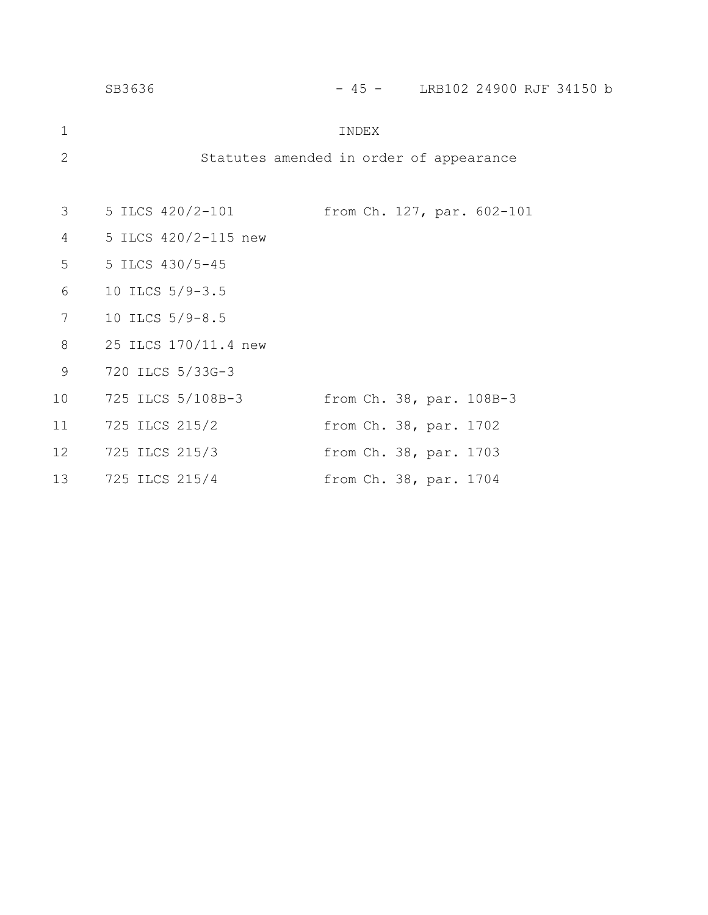INDEX

Statutes amended in order of appearance

| | |
|---|---|
| 5 ILCS 420/2-101 | from Ch. 127, par. 602-101 |
| 5 ILCS 420/2-115 new | |
| 5 ILCS 430/5-45 | |
| 10 ILCS 5/9-3.5 | |
| 10 ILCS 5/9-8.5 | |
| 25 ILCS 170/11.4 new | |
| 720 ILCS 5/33G-3 | |
| 725 ILCS 5/108B-3 | from Ch. 38, par. 108B-3 |
| 725 ILCS 215/2 | from Ch. 38, par. 1702 |
| 725 ILCS 215/3 | from Ch. 38, par. 1703 |
| 725 ILCS 215/4 | from Ch. 38, par. 1704 |